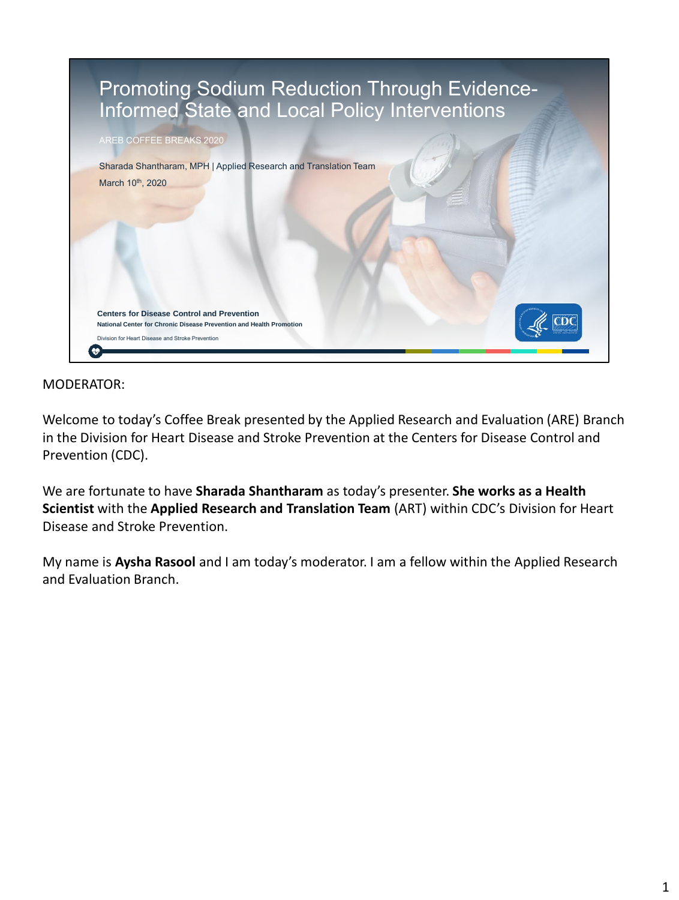# Promoting Sodium Reduction Through Evidence-Informed State and Local Policy Interventions

AREB COFFEE BREAKS 2020

Sharada Shantharam, MPH | Applied Research and Translation Team

March 10th, 2020

Centers for Disease Control and Prevention

National Center for Chronic Disease Prevention and Health Promotion

Division for Heart Disease and Stroke Prevention

MODERATOR:

Welcome to today's Coffee Break presented by the Applied Research and Evaluation (ARE) Branch in the Division for Heart Disease and Stroke Prevention at the Centers for Disease Control and Prevention (CDC).

We are fortunate to have **Sharada Shantharam** as today's presenter. **She works as a Health Scientist** with the **Applied Research and Translation Team** (ART) within CDC's Division for Heart Disease and Stroke Prevention.

My name is **Aysha Rasool** and I am today's moderator. I am a fellow within the Applied Research and Evaluation Branch.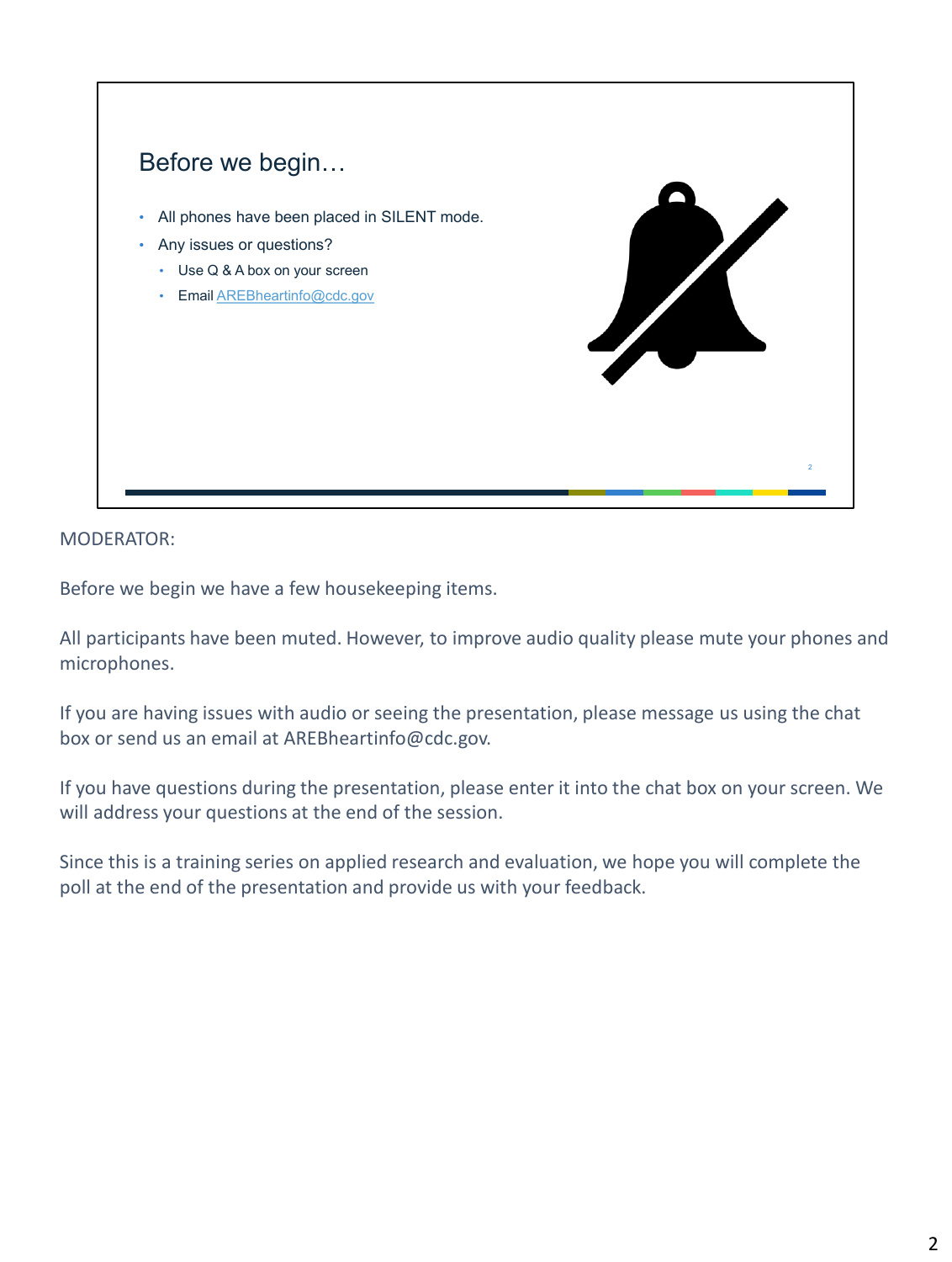## Before we begin…

- All phones have been placed in SILENT mode.
- Any issues or questions?
  - Use Q & A box on your screen
  - Email AREBheartinfo@cdc.gov

MODERATOR:

Before we begin we have a few housekeeping items.

All participants have been muted. However, to improve audio quality please mute your phones and microphones.

If you are having issues with audio or seeing the presentation, please message us using the chat box or send us an email at AREBheartinfo@cdc.gov.

If you have questions during the presentation, please enter it into the chat box on your screen. We will address your questions at the end of the session.

Since this is a training series on applied research and evaluation, we hope you will complete the poll at the end of the presentation and provide us with your feedback.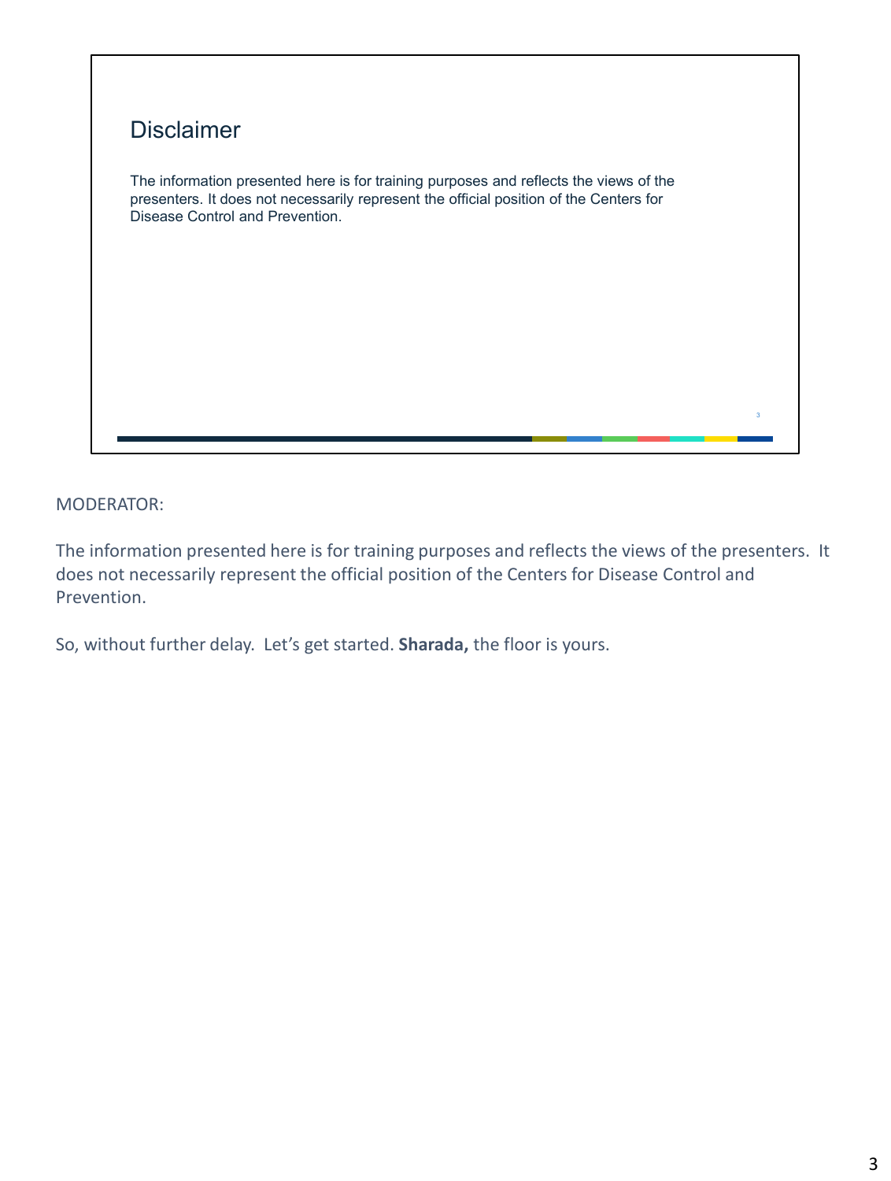## Disclaimer

The information presented here is for training purposes and reflects the views of the presenters. It does not necessarily represent the official position of the Centers for Disease Control and Prevention.

MODERATOR:

The information presented here is for training purposes and reflects the views of the presenters. It does not necessarily represent the official position of the Centers for Disease Control and Prevention.

So, without further delay. Let's get started. **Sharada,** the floor is yours.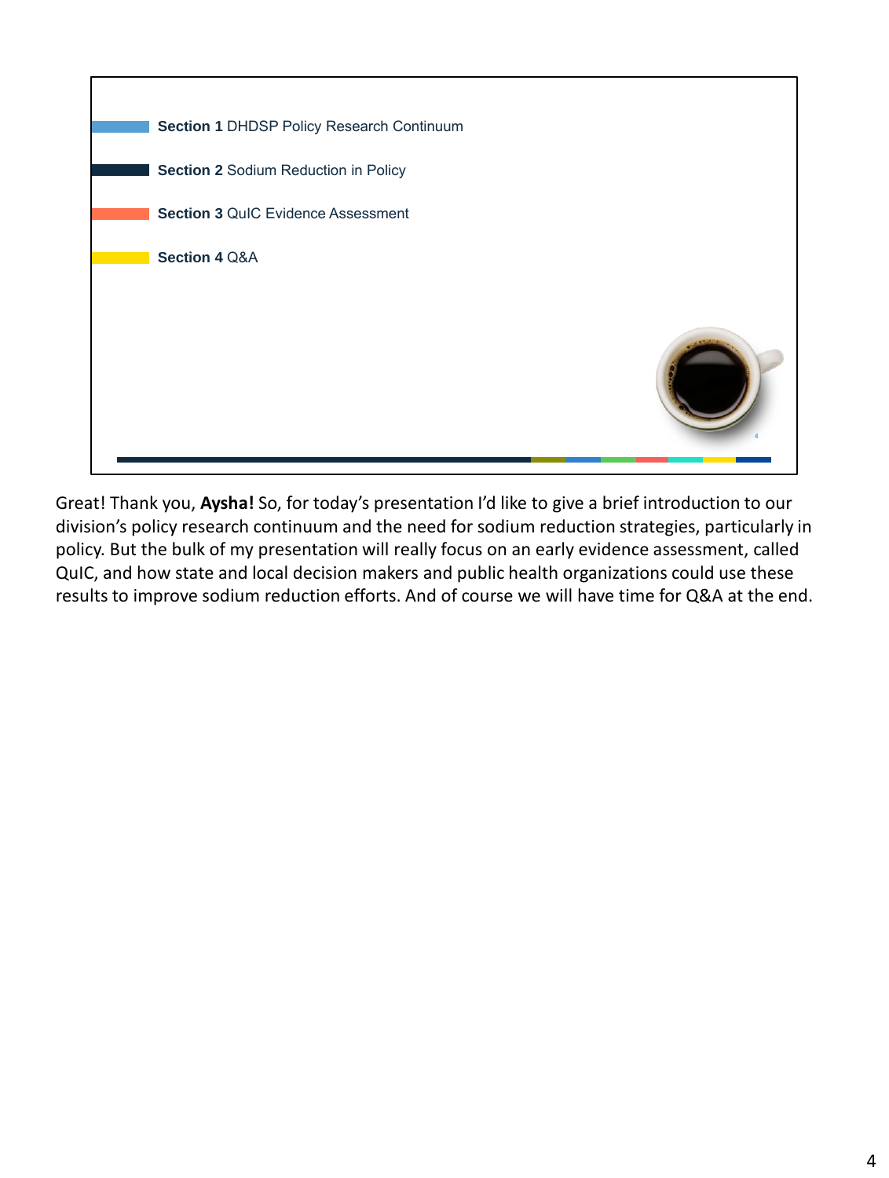**Section 1** DHDSP Policy Research Continuum

**Section 2** Sodium Reduction in Policy

**Section 3** QuIC Evidence Assessment

**Section 4** Q&A

Great! Thank you, **Aysha!** So, for today's presentation I'd like to give a brief introduction to our division's policy research continuum and the need for sodium reduction strategies, particularly in policy. But the bulk of my presentation will really focus on an early evidence assessment, called QuIC, and how state and local decision makers and public health organizations could use these results to improve sodium reduction efforts. And of course we will have time for Q&A at the end.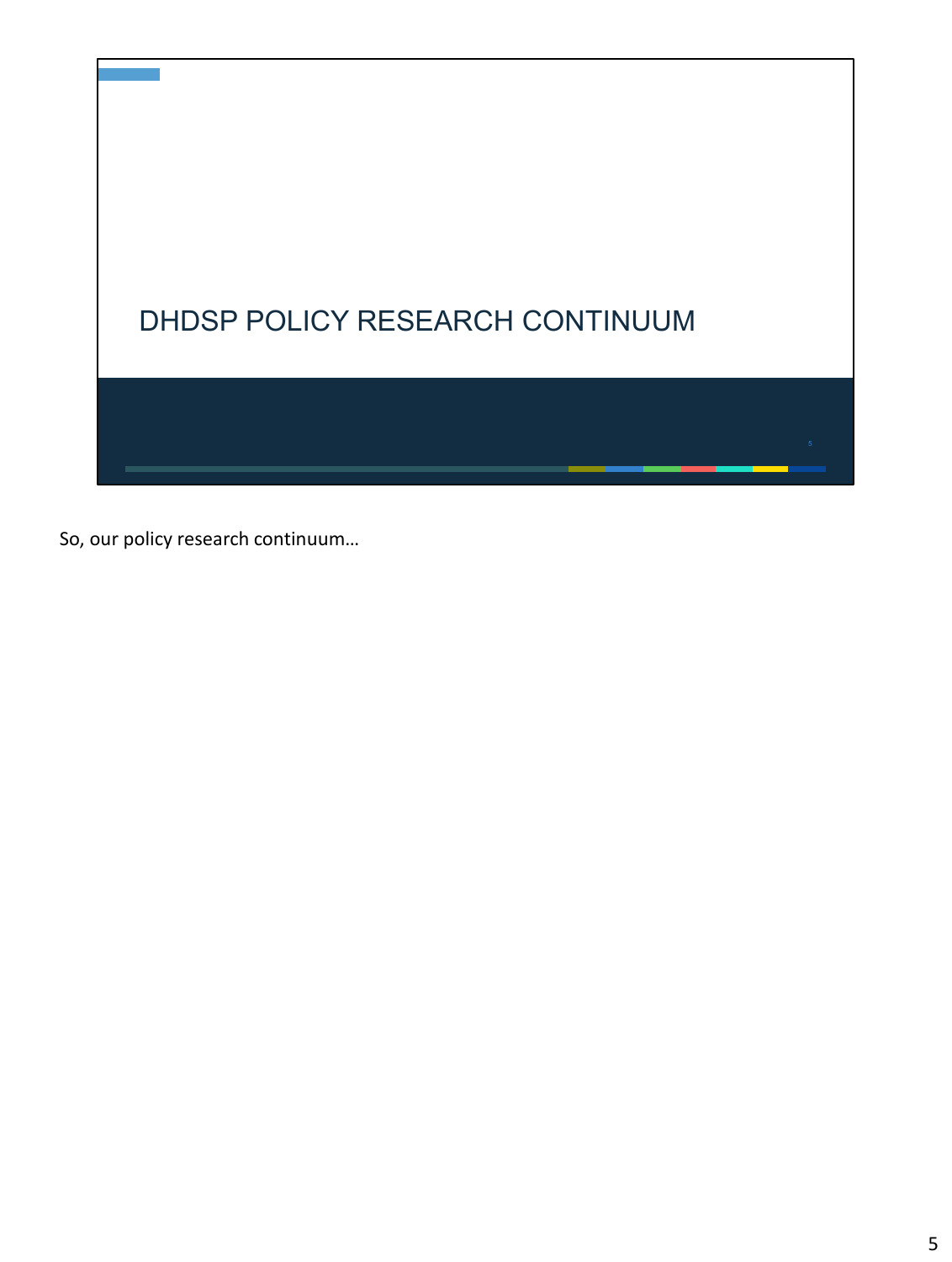# DHDSP POLICY RESEARCH CONTINUUM

So, our policy research continuum…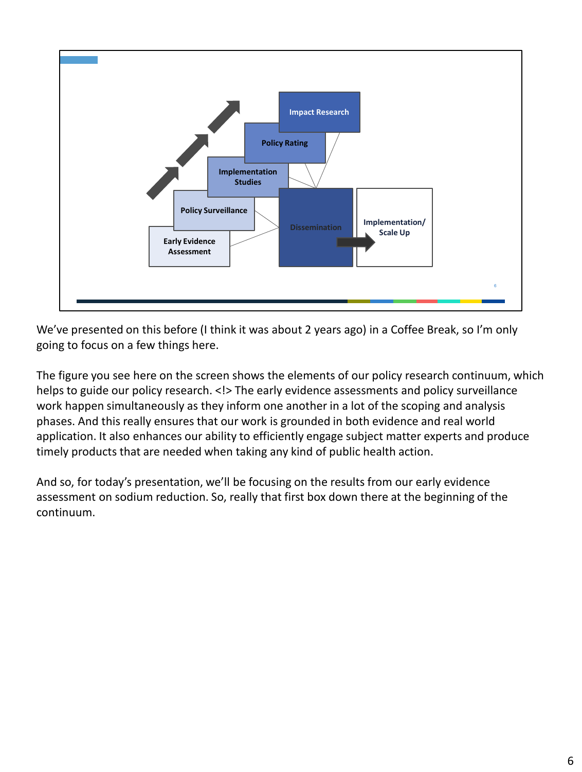Impact Research

Policy Rating

Implementation Studies

Policy Surveillance

Early Evidence Assessment

Dissemination

Implementation/ Scale Up

We've presented on this before (I think it was about 2 years ago) in a Coffee Break, so I'm only going to focus on a few things here.

The figure you see here on the screen shows the elements of our policy research continuum, which helps to guide our policy research. <!> The early evidence assessments and policy surveillance work happen simultaneously as they inform one another in a lot of the scoping and analysis phases. And this really ensures that our work is grounded in both evidence and real world application. It also enhances our ability to efficiently engage subject matter experts and produce timely products that are needed when taking any kind of public health action.

And so, for today's presentation, we'll be focusing on the results from our early evidence assessment on sodium reduction. So, really that first box down there at the beginning of the continuum.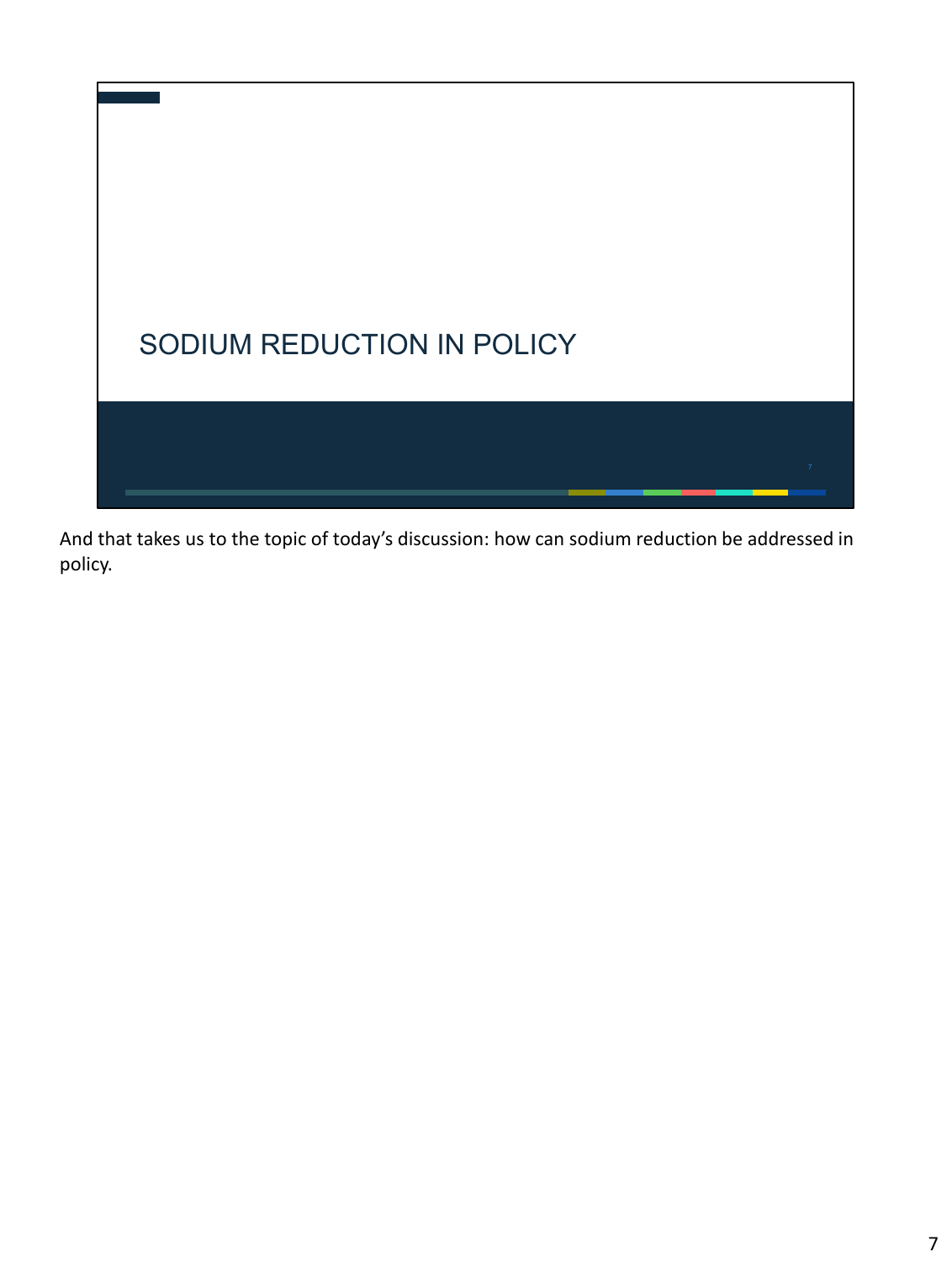# SODIUM REDUCTION IN POLICY

And that takes us to the topic of today's discussion: how can sodium reduction be addressed in policy.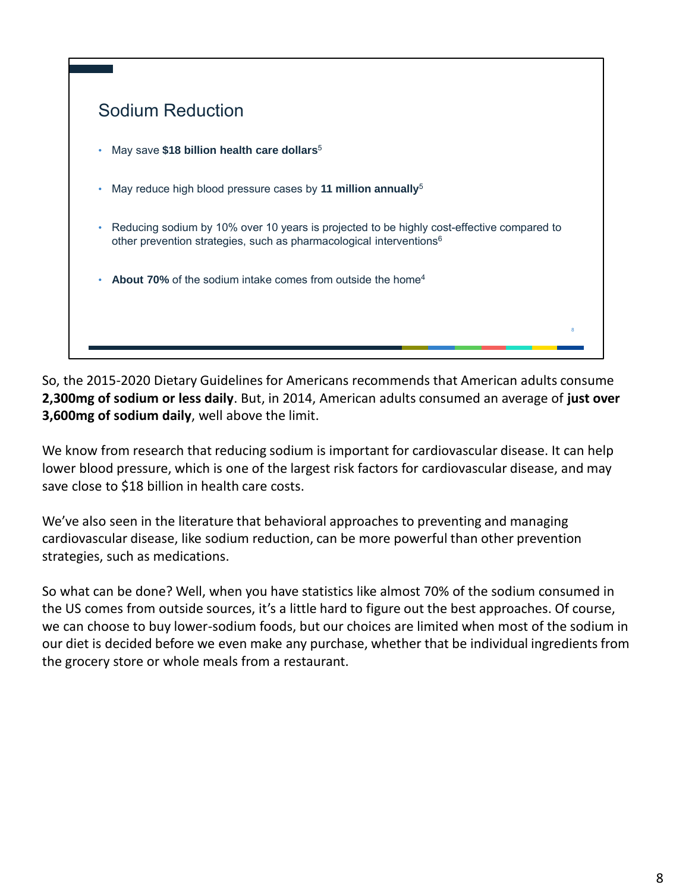## Sodium Reduction

- May save **$18 billion health care dollars**[5]
- May reduce high blood pressure cases by **11 million annually**[5]
- Reducing sodium by 10% over 10 years is projected to be highly cost-effective compared to other prevention strategies, such as pharmacological interventions[6]
- **About 70%** of the sodium intake comes from outside the home[4]

So, the 2015-2020 Dietary Guidelines for Americans recommends that American adults consume **2,300mg of sodium or less daily**. But, in 2014, American adults consumed an average of **just over 3,600mg of sodium daily**, well above the limit.

We know from research that reducing sodium is important for cardiovascular disease. It can help lower blood pressure, which is one of the largest risk factors for cardiovascular disease, and may save close to $18 billion in health care costs.

We've also seen in the literature that behavioral approaches to preventing and managing cardiovascular disease, like sodium reduction, can be more powerful than other prevention strategies, such as medications.

So what can be done? Well, when you have statistics like almost 70% of the sodium consumed in the US comes from outside sources, it's a little hard to figure out the best approaches. Of course, we can choose to buy lower-sodium foods, but our choices are limited when most of the sodium in our diet is decided before we even make any purchase, whether that be individual ingredients from the grocery store or whole meals from a restaurant.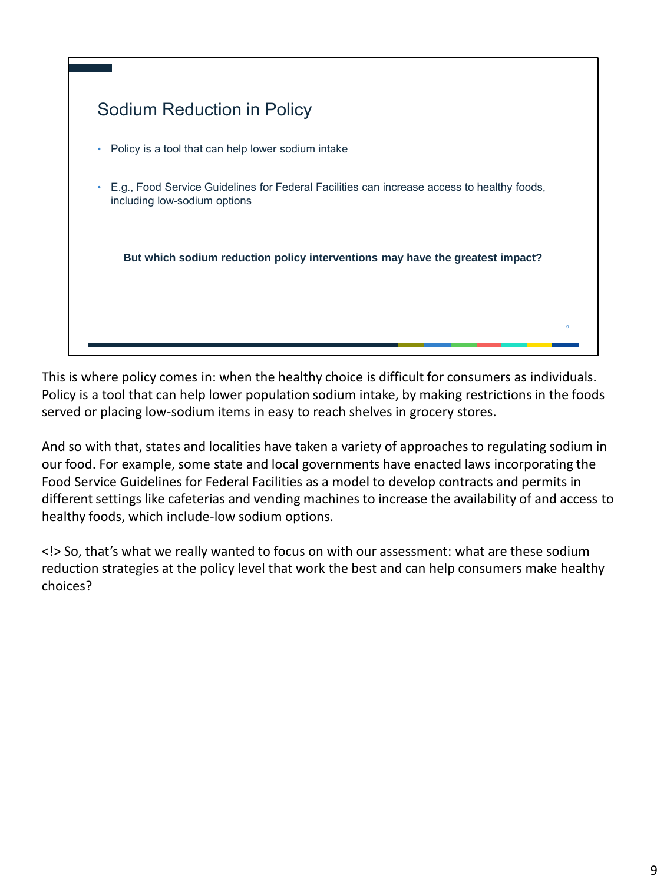## Sodium Reduction in Policy

- Policy is a tool that can help lower sodium intake
- E.g., Food Service Guidelines for Federal Facilities can increase access to healthy foods, including low-sodium options

**But which sodium reduction policy interventions may have the greatest impact?**

This is where policy comes in: when the healthy choice is difficult for consumers as individuals. Policy is a tool that can help lower population sodium intake, by making restrictions in the foods served or placing low-sodium items in easy to reach shelves in grocery stores.

And so with that, states and localities have taken a variety of approaches to regulating sodium in our food. For example, some state and local governments have enacted laws incorporating the Food Service Guidelines for Federal Facilities as a model to develop contracts and permits in different settings like cafeterias and vending machines to increase the availability of and access to healthy foods, which include-low sodium options.

<!> So, that's what we really wanted to focus on with our assessment: what are these sodium reduction strategies at the policy level that work the best and can help consumers make healthy choices?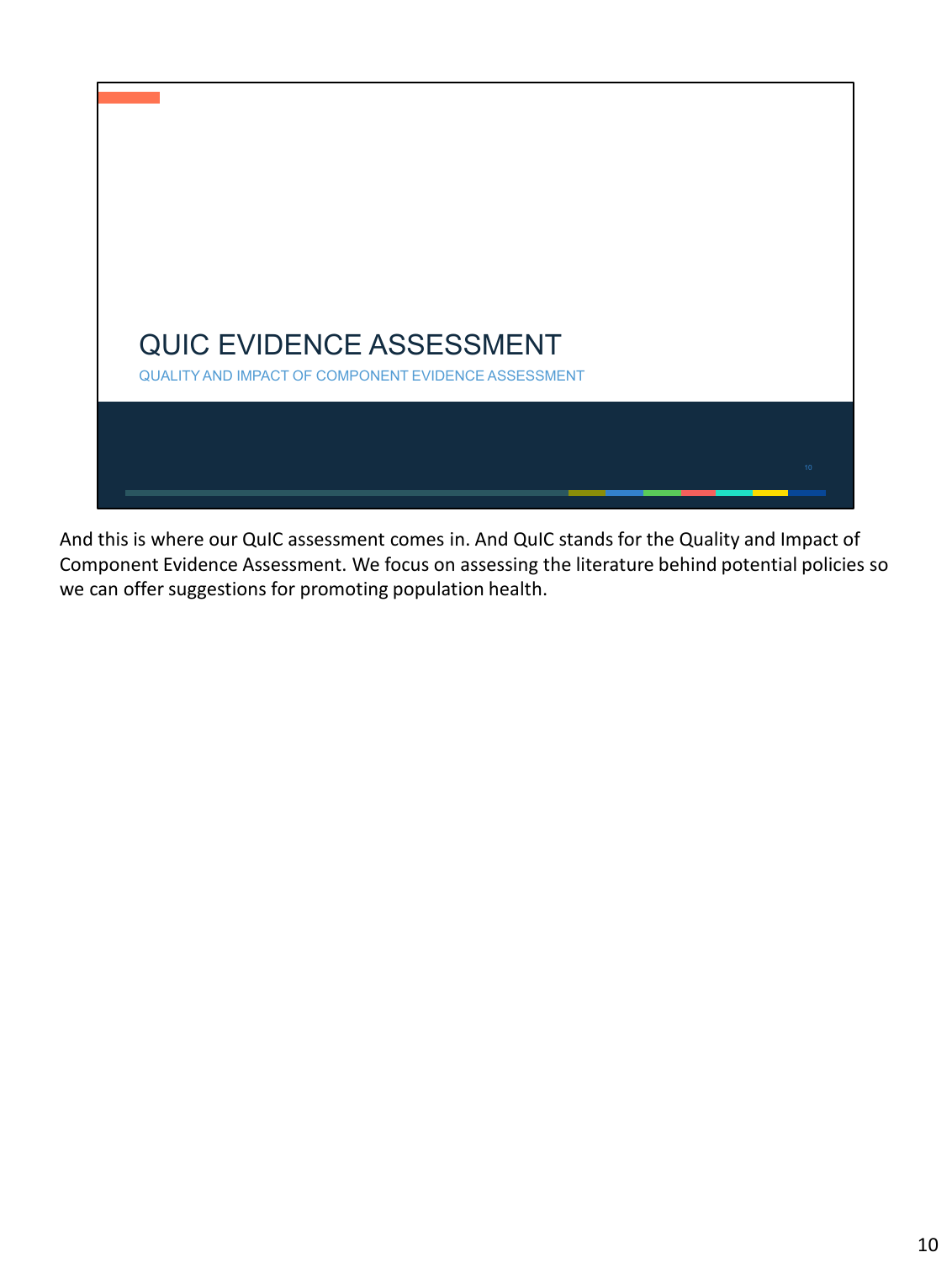# QUIC EVIDENCE ASSESSMENT

QUALITY AND IMPACT OF COMPONENT EVIDENCE ASSESSMENT

And this is where our QuIC assessment comes in. And QuIC stands for the Quality and Impact of Component Evidence Assessment. We focus on assessing the literature behind potential policies so we can offer suggestions for promoting population health.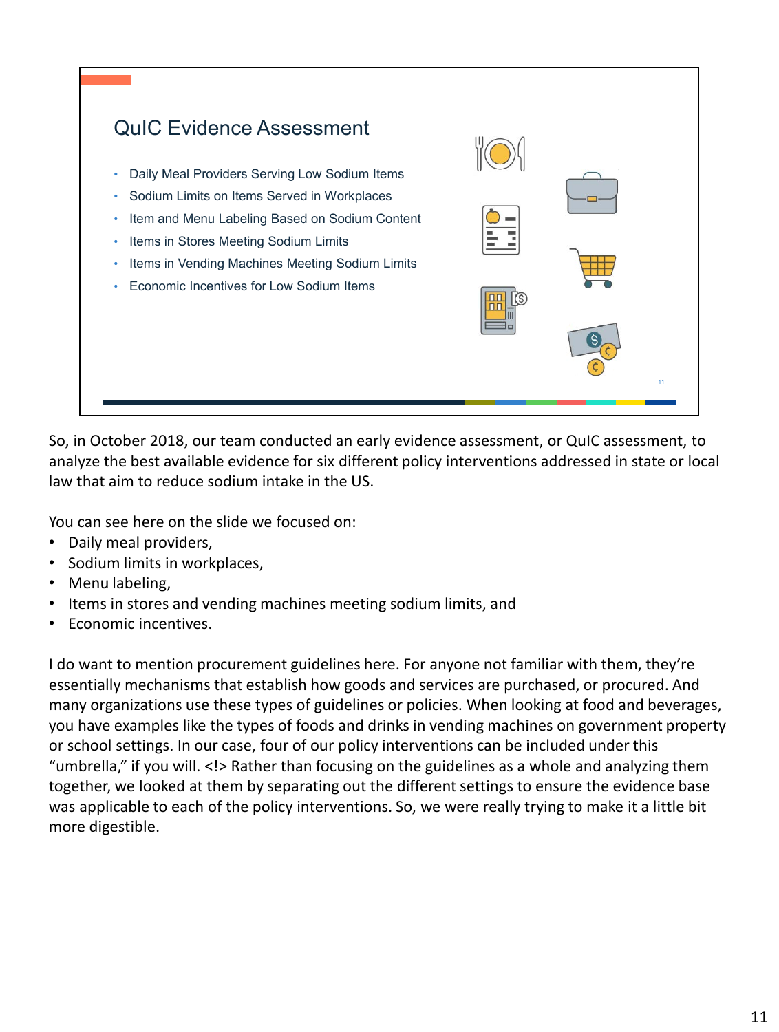## QuIC Evidence Assessment

- Daily Meal Providers Serving Low Sodium Items
- Sodium Limits on Items Served in Workplaces
- Item and Menu Labeling Based on Sodium Content
- Items in Stores Meeting Sodium Limits
- Items in Vending Machines Meeting Sodium Limits
- Economic Incentives for Low Sodium Items

So, in October 2018, our team conducted an early evidence assessment, or QuIC assessment, to analyze the best available evidence for six different policy interventions addressed in state or local law that aim to reduce sodium intake in the US.

You can see here on the slide we focused on:

- Daily meal providers,
- Sodium limits in workplaces,
- Menu labeling,
- Items in stores and vending machines meeting sodium limits, and
- Economic incentives.

I do want to mention procurement guidelines here. For anyone not familiar with them, they're essentially mechanisms that establish how goods and services are purchased, or procured. And many organizations use these types of guidelines or policies. When looking at food and beverages, you have examples like the types of foods and drinks in vending machines on government property or school settings. In our case, four of our policy interventions can be included under this "umbrella," if you will. <!> Rather than focusing on the guidelines as a whole and analyzing them together, we looked at them by separating out the different settings to ensure the evidence base was applicable to each of the policy interventions. So, we were really trying to make it a little bit more digestible.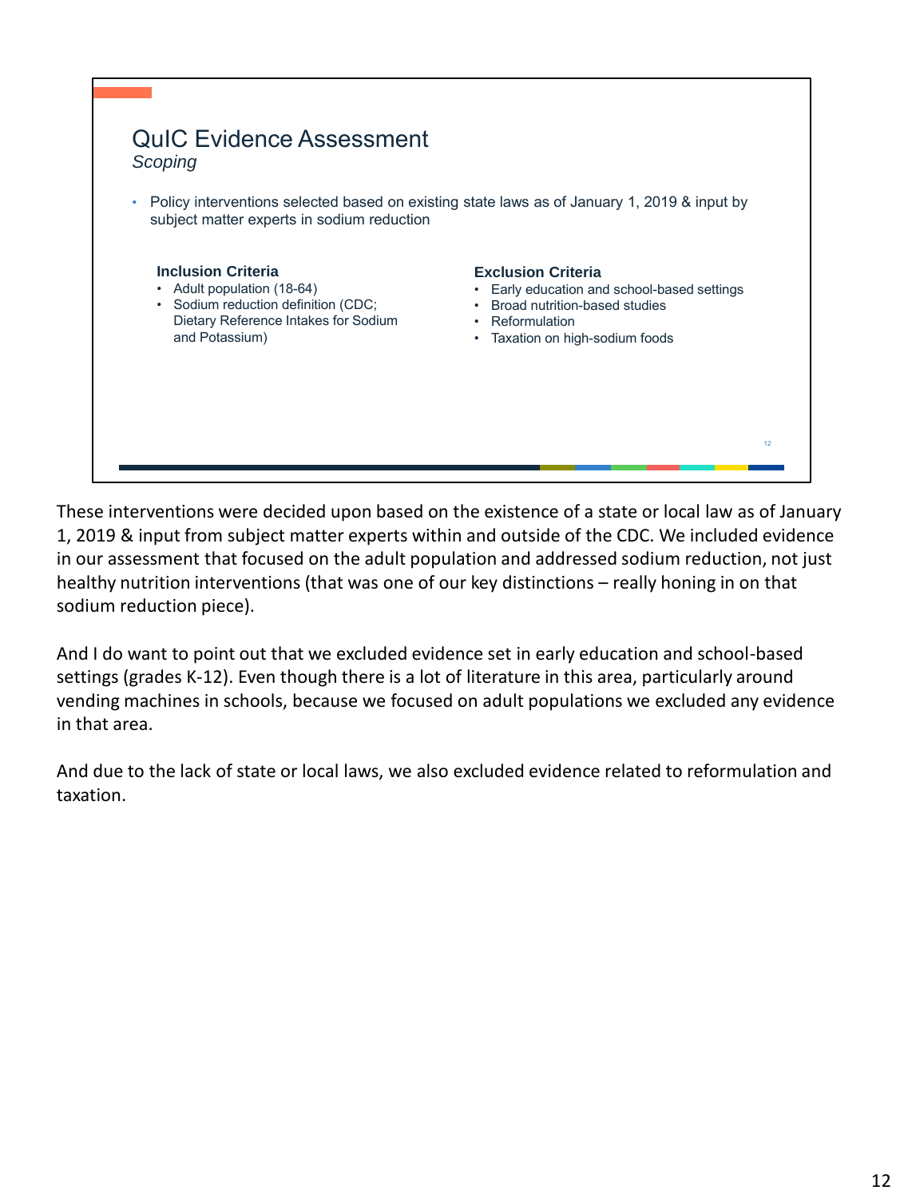# QuIC Evidence Assessment

*Scoping*

- Policy interventions selected based on existing state laws as of January 1, 2019 & input by subject matter experts in sodium reduction

**Inclusion Criteria**

- Adult population (18-64)
- Sodium reduction definition (CDC; Dietary Reference Intakes for Sodium and Potassium)

**Exclusion Criteria**

- Early education and school-based settings
- Broad nutrition-based studies
- Reformulation
- Taxation on high-sodium foods

These interventions were decided upon based on the existence of a state or local law as of January 1, 2019 & input from subject matter experts within and outside of the CDC. We included evidence in our assessment that focused on the adult population and addressed sodium reduction, not just healthy nutrition interventions (that was one of our key distinctions – really honing in on that sodium reduction piece).

And I do want to point out that we excluded evidence set in early education and school-based settings (grades K-12). Even though there is a lot of literature in this area, particularly around vending machines in schools, because we focused on adult populations we excluded any evidence in that area.

And due to the lack of state or local laws, we also excluded evidence related to reformulation and taxation.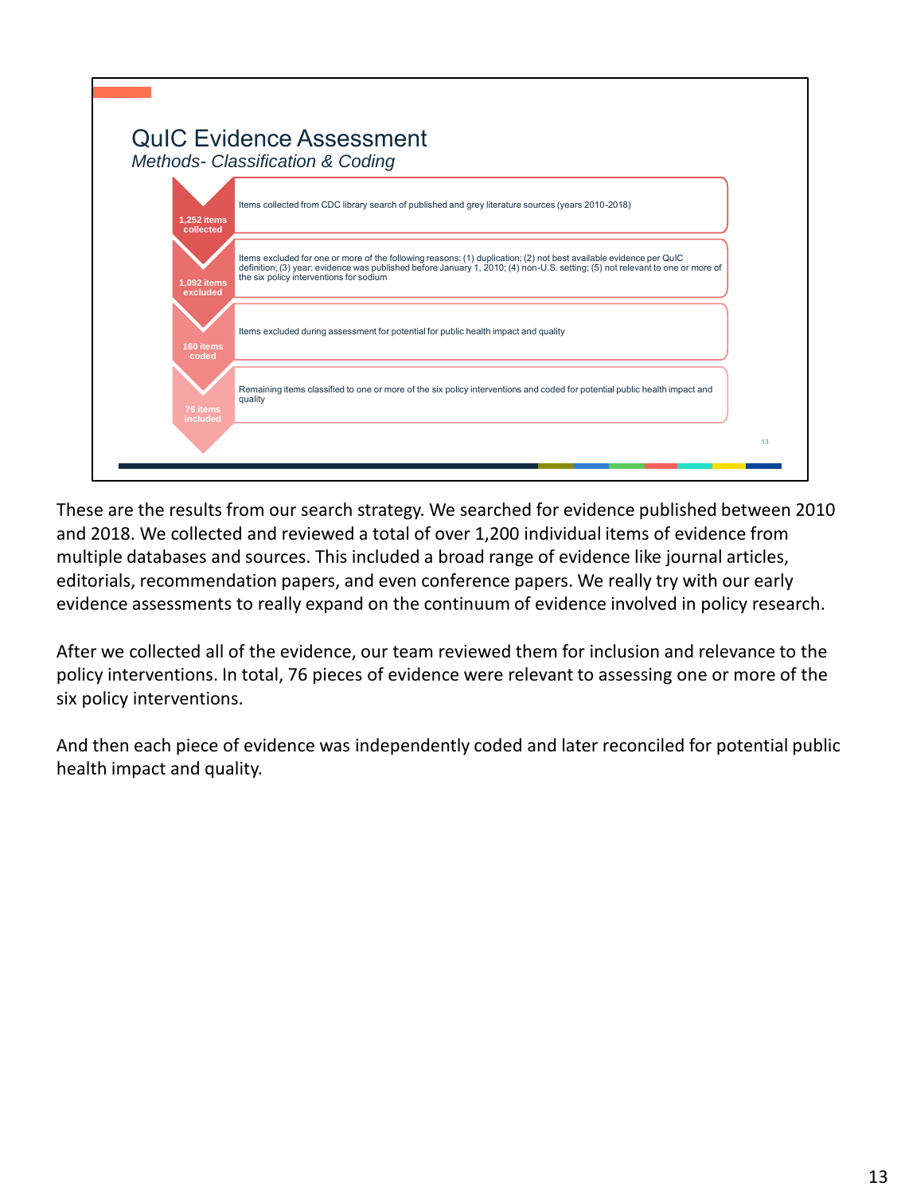# QuIC Evidence Assessment

*Methods- Classification & Coding*

- **1,252 items collected** — Items collected from CDC library search of published and grey literature sources (years 2010-2018)
- **1,092 items excluded** — Items excluded for one or more of the following reasons: (1) duplication; (2) not best available evidence per QuIC definition; (3) year: evidence was published before January 1, 2010; (4) non-U.S. setting; (5) not relevant to one or more of the six policy interventions for sodium
- **160 items coded** — Items excluded during assessment for potential for public health impact and quality
- **76 items included** — Remaining items classified to one or more of the six policy interventions and coded for potential public health impact and quality

These are the results from our search strategy. We searched for evidence published between 2010 and 2018. We collected and reviewed a total of over 1,200 individual items of evidence from multiple databases and sources. This included a broad range of evidence like journal articles, editorials, recommendation papers, and even conference papers. We really try with our early evidence assessments to really expand on the continuum of evidence involved in policy research.

After we collected all of the evidence, our team reviewed them for inclusion and relevance to the policy interventions. In total, 76 pieces of evidence were relevant to assessing one or more of the six policy interventions.

And then each piece of evidence was independently coded and later reconciled for potential public health impact and quality.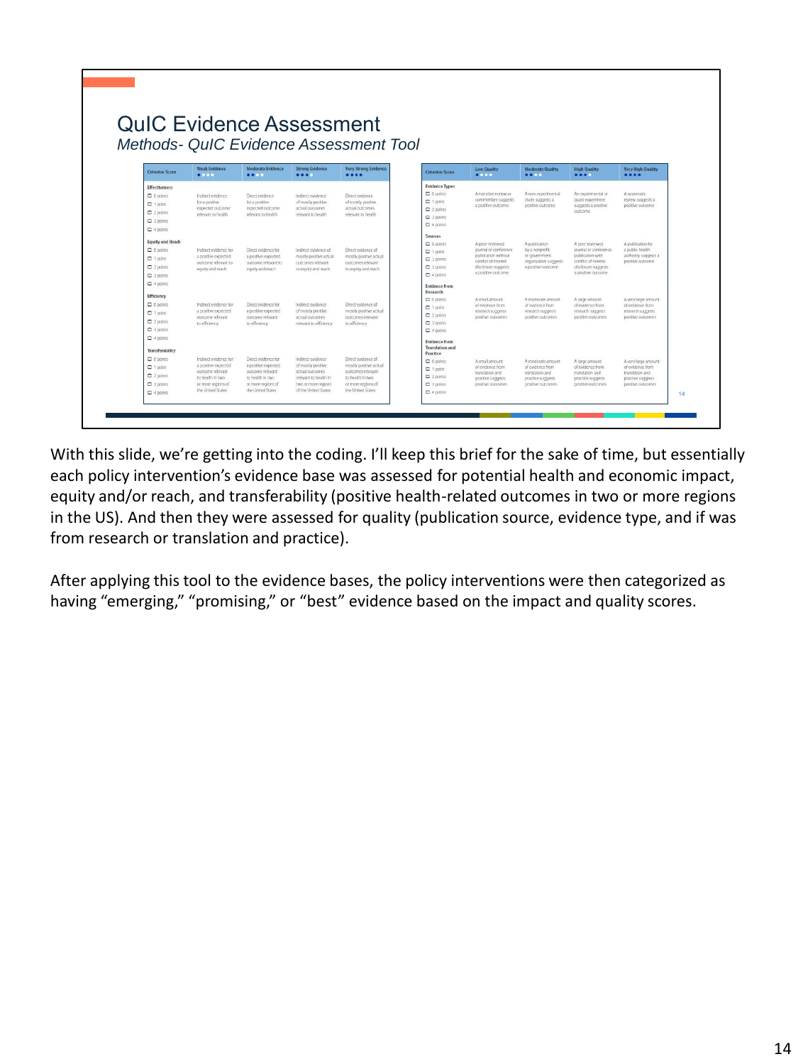# QuIC Evidence Assessment

*Methods- QuIC Evidence Assessment Tool*

| Criterion Score | Weak Evidence | Moderate Evidence | Strong Evidence | Very Strong Evidence |
|---|---|---|---|---|
| **Effectiveness** | | | | |
| ☐ 0 points ☐ 1 point ☐ 2 points ☐ 3 points ☐ 4 points | Indirect evidence for a positive expected outcome relevant to health | Direct evidence for a positive expected outcome relevant to health | Indirect evidence of mostly positive actual outcomes relevant to health | Direct evidence of mostly positive actual outcomes relevant to health |
| **Equity and Reach** | | | | |
| ☐ 0 points ☐ 1 point ☐ 2 points ☐ 3 points ☐ 4 points | Indirect evidence for a positive expected outcome relevant to equity and reach | Direct evidence for a positive expected outcome relevant to equity and reach | Indirect evidence of mostly positive actual outcomes relevant to equity and reach | Direct evidence of mostly positive actual outcomes relevant to equity and reach |
| **Efficiency** | | | | |
| ☐ 0 points ☐ 1 point ☐ 2 points ☐ 3 points ☐ 4 points | Indirect evidence for a positive expected outcome relevant to efficiency | Direct evidence for a positive expected outcome relevant to efficiency | Indirect evidence of mostly positive actual outcomes relevant to efficiency | Direct evidence of mostly positive actual outcomes relevant to efficiency |
| **Transferability** | | | | |
| ☐ 0 points ☐ 1 point ☐ 2 points ☐ 3 points ☐ 4 points | Indirect evidence for a positive expected outcome relevant to health in two or more regions of the United States | Direct evidence for a positive expected outcome relevant to health in two or more regions of the United States | Indirect evidence of mostly positive actual outcomes relevant to health in two or more regions of the United States | Direct evidence of mostly positive actual outcomes relevant to health in two or more regions of the United States |

| Criterion Score | Low Quality | Moderate Quality | High Quality | Very High Quality |
|---|---|---|---|---|
| **Evidence Types** | | | | |
| ☐ 0 points ☐ 1 point ☐ 2 points ☐ 3 points ☐ 4 points | A narrative review or commentary suggests a positive outcome | A non-experimental study suggests a positive outcome | An experimental or quasi-experiment suggests a positive outcome | A systematic review suggests a positive outcome |
| **Sources** | | | | |
| ☐ 0 points ☐ 1 point ☐ 2 points ☐ 3 points ☐ 4 points | A peer reviewed journal or conference publication without conflict of interest disclosure suggests a positive outcome | A publication by a nonprofit or government organization suggests a positive outcome | A peer reviewed journal or conference publication with conflict of interest disclosure suggests a positive outcome | A publication by a public health authority suggests a positive outcome |
| **Evidence from Research** | | | | |
| ☐ 0 points ☐ 1 point ☐ 2 points ☐ 3 points ☐ 4 points | A small amount of evidence from research suggests positive outcomes | A moderate amount of evidence from research suggests positive outcomes | A large amount of evidence from research suggests positive outcomes | A very large amount of evidence from research suggests positive outcomes |
| **Evidence from Translation and Practice** | | | | |
| ☐ 0 points ☐ 1 point ☐ 2 points ☐ 3 points ☐ 4 points | A small amount of evidence from translation and practice suggests positive outcomes | A moderate amount of evidence from translation and practice suggests positive outcomes | A large amount of evidence from translation and practice suggests positive outcomes | A very large amount of evidence from translation and practice suggests positive outcomes |

With this slide, we're getting into the coding. I'll keep this brief for the sake of time, but essentially each policy intervention's evidence base was assessed for potential health and economic impact, equity and/or reach, and transferability (positive health-related outcomes in two or more regions in the US). And then they were assessed for quality (publication source, evidence type, and if was from research or translation and practice).

After applying this tool to the evidence bases, the policy interventions were then categorized as having "emerging," "promising," or "best" evidence based on the impact and quality scores.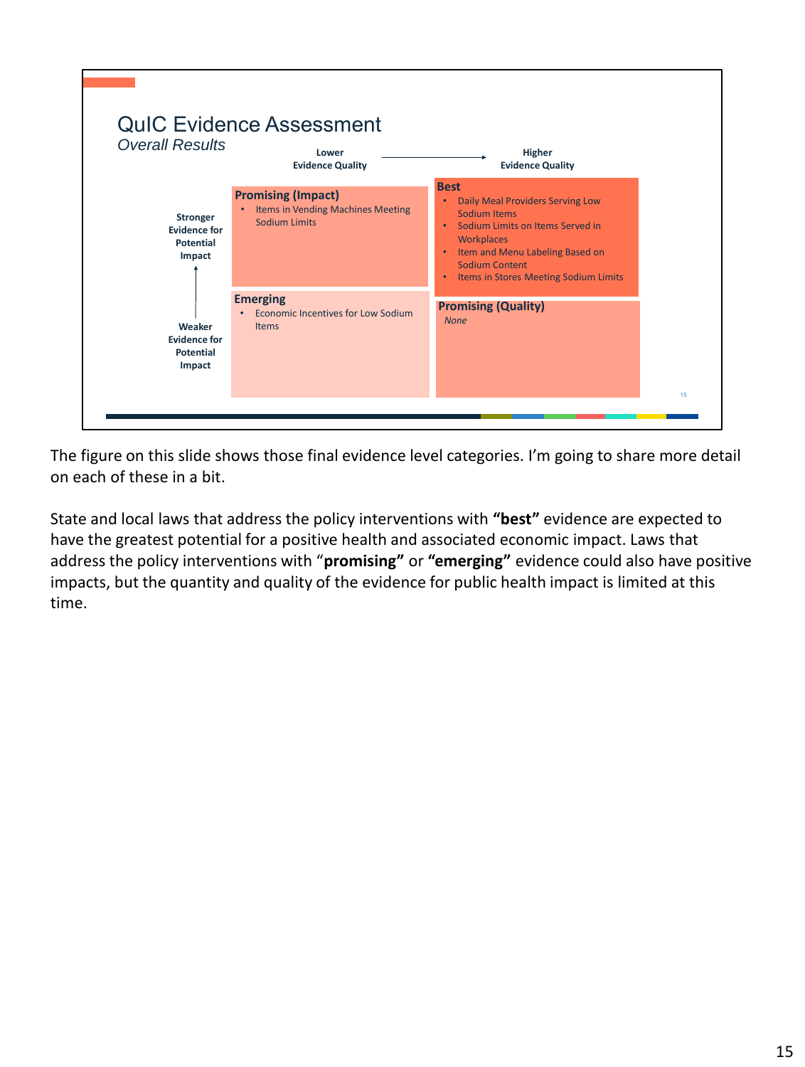## QuIC Evidence Assessment

*Overall Results*

| | Lower Evidence Quality → | Higher Evidence Quality |
| --- | --- | --- |
| Stronger Evidence for Potential Impact | **Promising (Impact)**<br>• Items in Vending Machines Meeting Sodium Limits | **Best**<br>• Daily Meal Providers Serving Low Sodium Items<br>• Sodium Limits on Items Served in Workplaces<br>• Item and Menu Labeling Based on Sodium Content<br>• Items in Stores Meeting Sodium Limits |
| ↑<br>Weaker Evidence for Potential Impact | **Emerging**<br>• Economic Incentives for Low Sodium Items | **Promising (Quality)**<br>*None* |

The figure on this slide shows those final evidence level categories. I'm going to share more detail on each of these in a bit.

State and local laws that address the policy interventions with **"best"** evidence are expected to have the greatest potential for a positive health and associated economic impact. Laws that address the policy interventions with "**promising"** or **"emerging"** evidence could also have positive impacts, but the quantity and quality of the evidence for public health impact is limited at this time.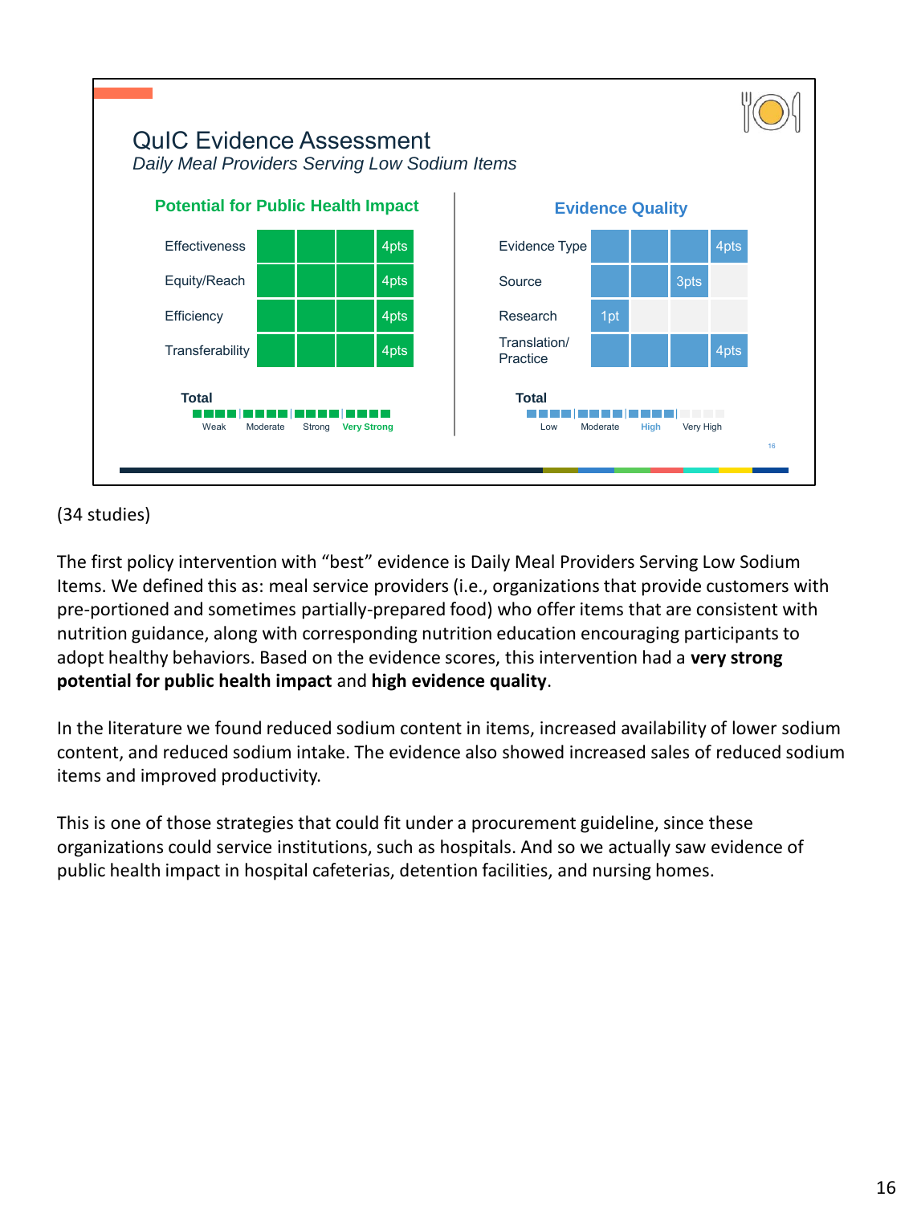## QuIC Evidence Assessment

*Daily Meal Providers Serving Low Sodium Items*

**Potential for Public Health Impact**

| Criterion | Score |
|---|---|
| Effectiveness | 4pts |
| Equity/Reach | 4pts |
| Efficiency | 4pts |
| Transferability | 4pts |

**Total:** Weak | Moderate | Strong | **Very Strong**

**Evidence Quality**

| Criterion | Score |
|---|---|
| Evidence Type | 4pts |
| Source | 3pts |
| Research | 1pt |
| Translation/ Practice | 4pts |

**Total:** Low | Moderate | **High** | Very High

(34 studies)

The first policy intervention with "best" evidence is Daily Meal Providers Serving Low Sodium Items. We defined this as: meal service providers (i.e., organizations that provide customers with pre-portioned and sometimes partially-prepared food) who offer items that are consistent with nutrition guidance, along with corresponding nutrition education encouraging participants to adopt healthy behaviors. Based on the evidence scores, this intervention had a **very strong potential for public health impact** and **high evidence quality**.

In the literature we found reduced sodium content in items, increased availability of lower sodium content, and reduced sodium intake. The evidence also showed increased sales of reduced sodium items and improved productivity.

This is one of those strategies that could fit under a procurement guideline, since these organizations could service institutions, such as hospitals. And so we actually saw evidence of public health impact in hospital cafeterias, detention facilities, and nursing homes.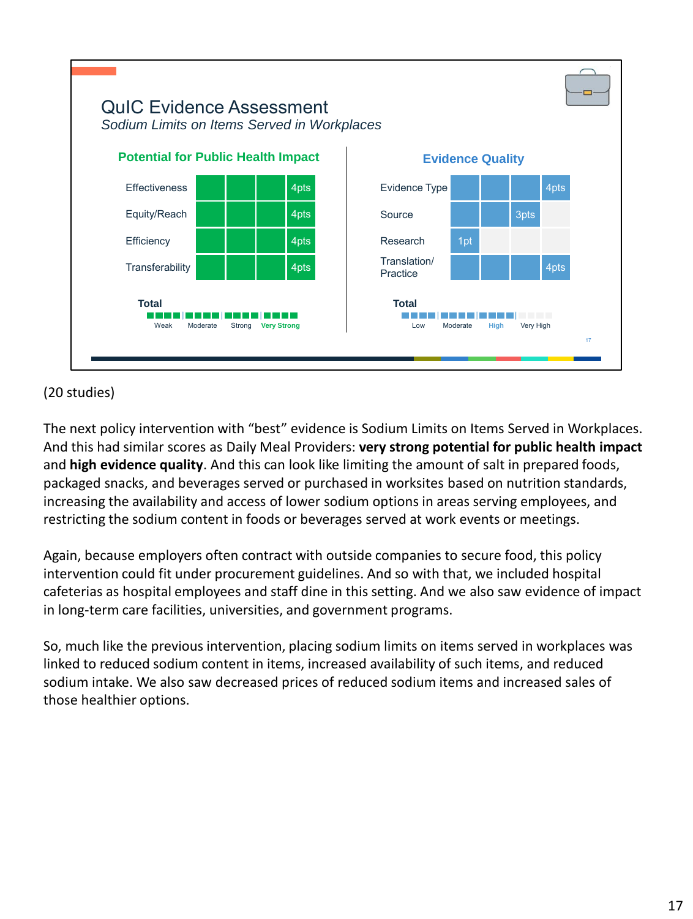## QuIC Evidence Assessment

*Sodium Limits on Items Served in Workplaces*

**Potential for Public Health Impact**

| Criterion | Score |
|---|---|
| Effectiveness | 4pts |
| Equity/Reach | 4pts |
| Efficiency | 4pts |
| Transferability | 4pts |

**Total**: Weak | Moderate | Strong | **Very Strong**

**Evidence Quality**

| Criterion | Score |
|---|---|
| Evidence Type | 4pts |
| Source | 3pts |
| Research | 1pt |
| Translation/ Practice | 4pts |

**Total**: Low | Moderate | **High** | Very High

(20 studies)

The next policy intervention with "best" evidence is Sodium Limits on Items Served in Workplaces. And this had similar scores as Daily Meal Providers: **very strong potential for public health impact** and **high evidence quality**. And this can look like limiting the amount of salt in prepared foods, packaged snacks, and beverages served or purchased in worksites based on nutrition standards, increasing the availability and access of lower sodium options in areas serving employees, and restricting the sodium content in foods or beverages served at work events or meetings.

Again, because employers often contract with outside companies to secure food, this policy intervention could fit under procurement guidelines. And so with that, we included hospital cafeterias as hospital employees and staff dine in this setting. And we also saw evidence of impact in long-term care facilities, universities, and government programs.

So, much like the previous intervention, placing sodium limits on items served in workplaces was linked to reduced sodium content in items, increased availability of such items, and reduced sodium intake. We also saw decreased prices of reduced sodium items and increased sales of those healthier options.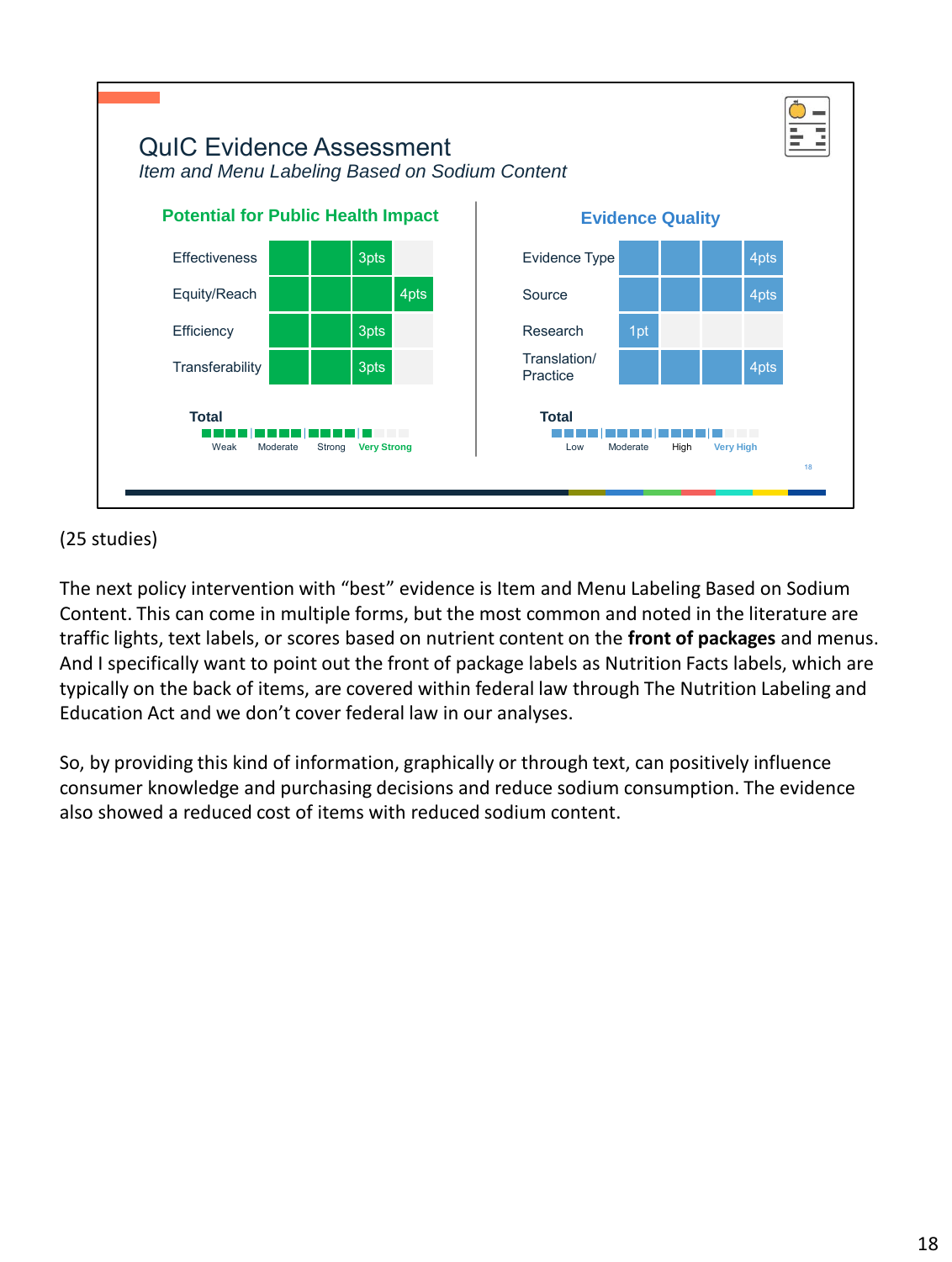## QuIC Evidence Assessment

*Item and Menu Labeling Based on Sodium Content*

**Potential for Public Health Impact**

| Criterion | Score |
|---|---|
| Effectiveness | 3pts |
| Equity/Reach | 4pts |
| Efficiency | 3pts |
| Transferability | 3pts |

**Total:** Weak | Moderate | Strong | **Very Strong**

**Evidence Quality**

| Criterion | Score |
|---|---|
| Evidence Type | 4pts |
| Source | 4pts |
| Research | 1pt |
| Translation/ Practice | 4pts |

**Total:** Low | Moderate | High | **Very High**

(25 studies)

The next policy intervention with "best" evidence is Item and Menu Labeling Based on Sodium Content. This can come in multiple forms, but the most common and noted in the literature are traffic lights, text labels, or scores based on nutrient content on the **front of packages** and menus. And I specifically want to point out the front of package labels as Nutrition Facts labels, which are typically on the back of items, are covered within federal law through The Nutrition Labeling and Education Act and we don't cover federal law in our analyses.

So, by providing this kind of information, graphically or through text, can positively influence consumer knowledge and purchasing decisions and reduce sodium consumption. The evidence also showed a reduced cost of items with reduced sodium content.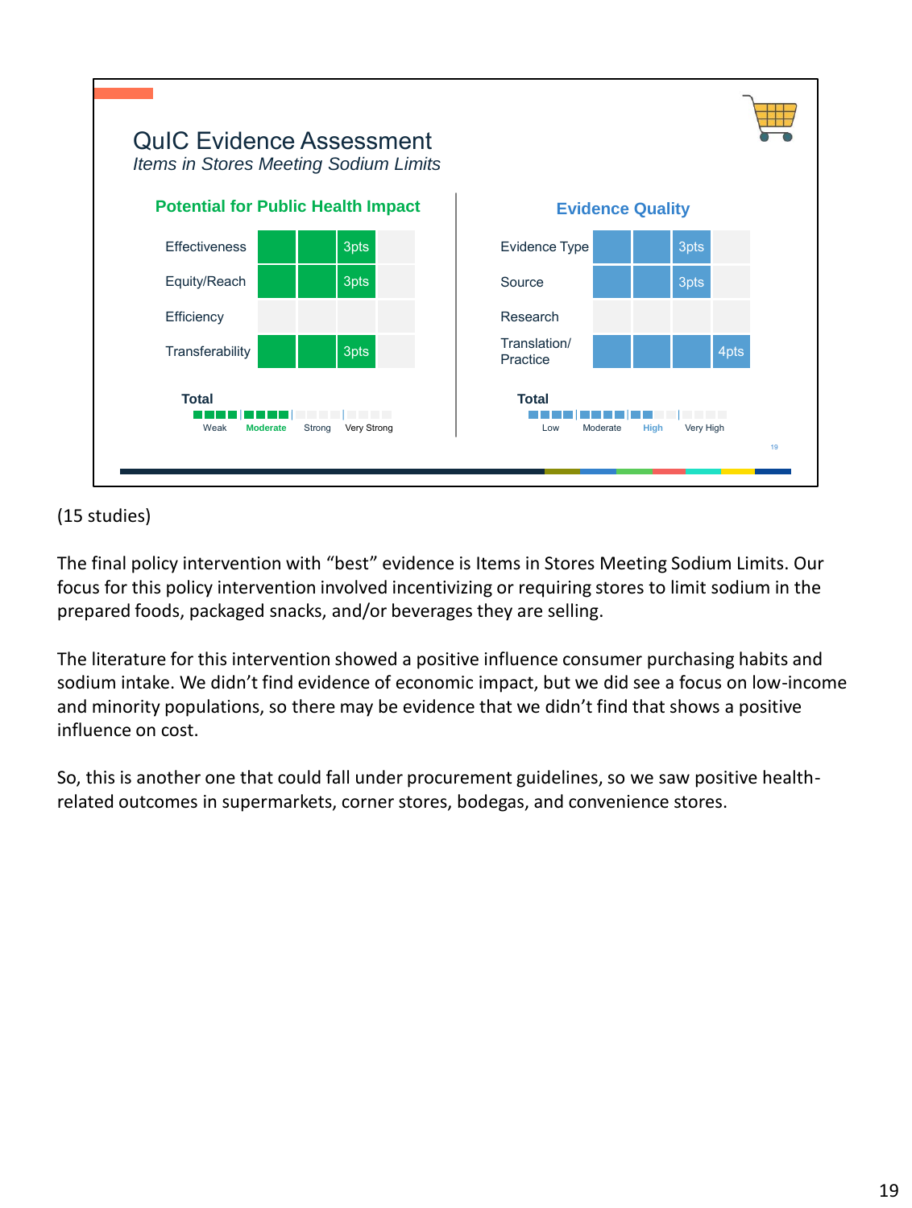## QuIC Evidence Assessment

*Items in Stores Meeting Sodium Limits*

**Potential for Public Health Impact**

| Criterion | Score |
|---|---|
| Effectiveness | 3pts |
| Equity/Reach | 3pts |
| Efficiency | |
| Transferability | 3pts |

**Total:** Moderate (scale: Weak, Moderate, Strong, Very Strong)

**Evidence Quality**

| Criterion | Score |
|---|---|
| Evidence Type | 3pts |
| Source | 3pts |
| Research | |
| Translation/ Practice | 4pts |

**Total:** High (scale: Low, Moderate, High, Very High)

(15 studies)

The final policy intervention with "best" evidence is Items in Stores Meeting Sodium Limits. Our focus for this policy intervention involved incentivizing or requiring stores to limit sodium in the prepared foods, packaged snacks, and/or beverages they are selling.

The literature for this intervention showed a positive influence consumer purchasing habits and sodium intake. We didn't find evidence of economic impact, but we did see a focus on low-income and minority populations, so there may be evidence that we didn't find that shows a positive influence on cost.

So, this is another one that could fall under procurement guidelines, so we saw positive health-related outcomes in supermarkets, corner stores, bodegas, and convenience stores.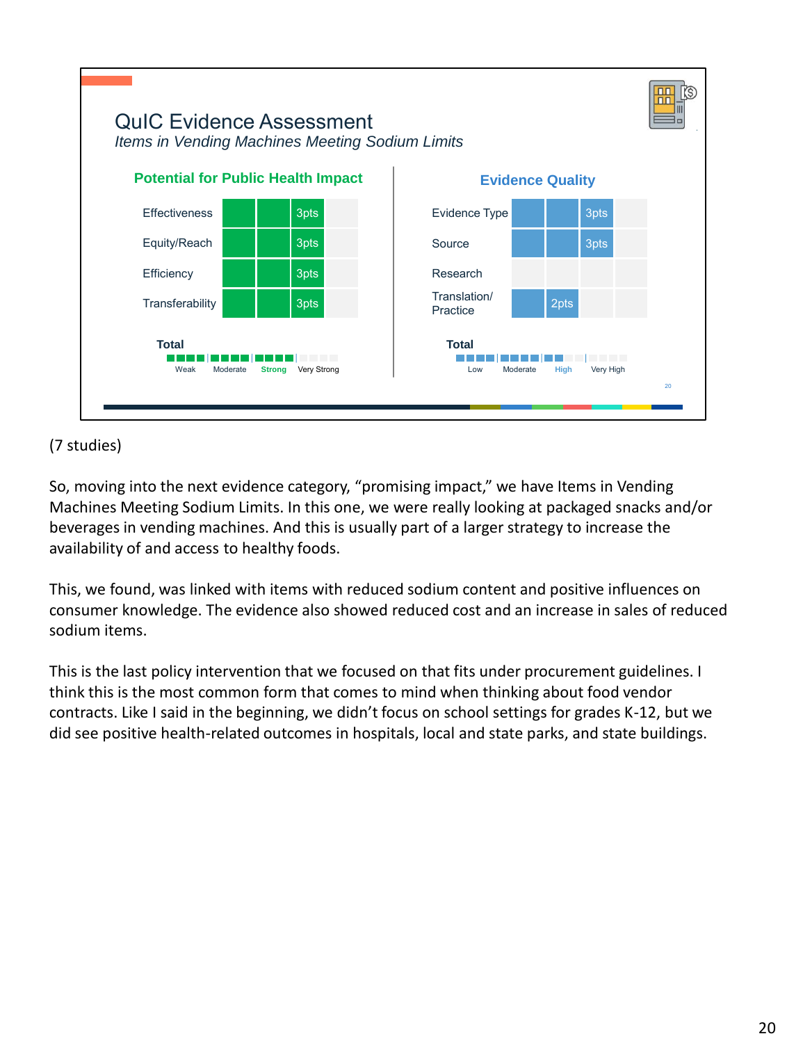## QuIC Evidence Assessment

*Items in Vending Machines Meeting Sodium Limits*

**Potential for Public Health Impact**

| Criterion | Score |
|---|---|
| Effectiveness | 3pts |
| Equity/Reach | 3pts |
| Efficiency | 3pts |
| Transferability | 3pts |

**Total:** Strong (Weak | Moderate | **Strong** | Very Strong)

**Evidence Quality**

| Criterion | Score |
|---|---|
| Evidence Type | 3pts |
| Source | 3pts |
| Research | |
| Translation/ Practice | 2pts |

**Total:** High (Low | Moderate | **High** | Very High)

(7 studies)

So, moving into the next evidence category, "promising impact," we have Items in Vending Machines Meeting Sodium Limits. In this one, we were really looking at packaged snacks and/or beverages in vending machines. And this is usually part of a larger strategy to increase the availability of and access to healthy foods.

This, we found, was linked with items with reduced sodium content and positive influences on consumer knowledge. The evidence also showed reduced cost and an increase in sales of reduced sodium items.

This is the last policy intervention that we focused on that fits under procurement guidelines. I think this is the most common form that comes to mind when thinking about food vendor contracts. Like I said in the beginning, we didn't focus on school settings for grades K-12, but we did see positive health-related outcomes in hospitals, local and state parks, and state buildings.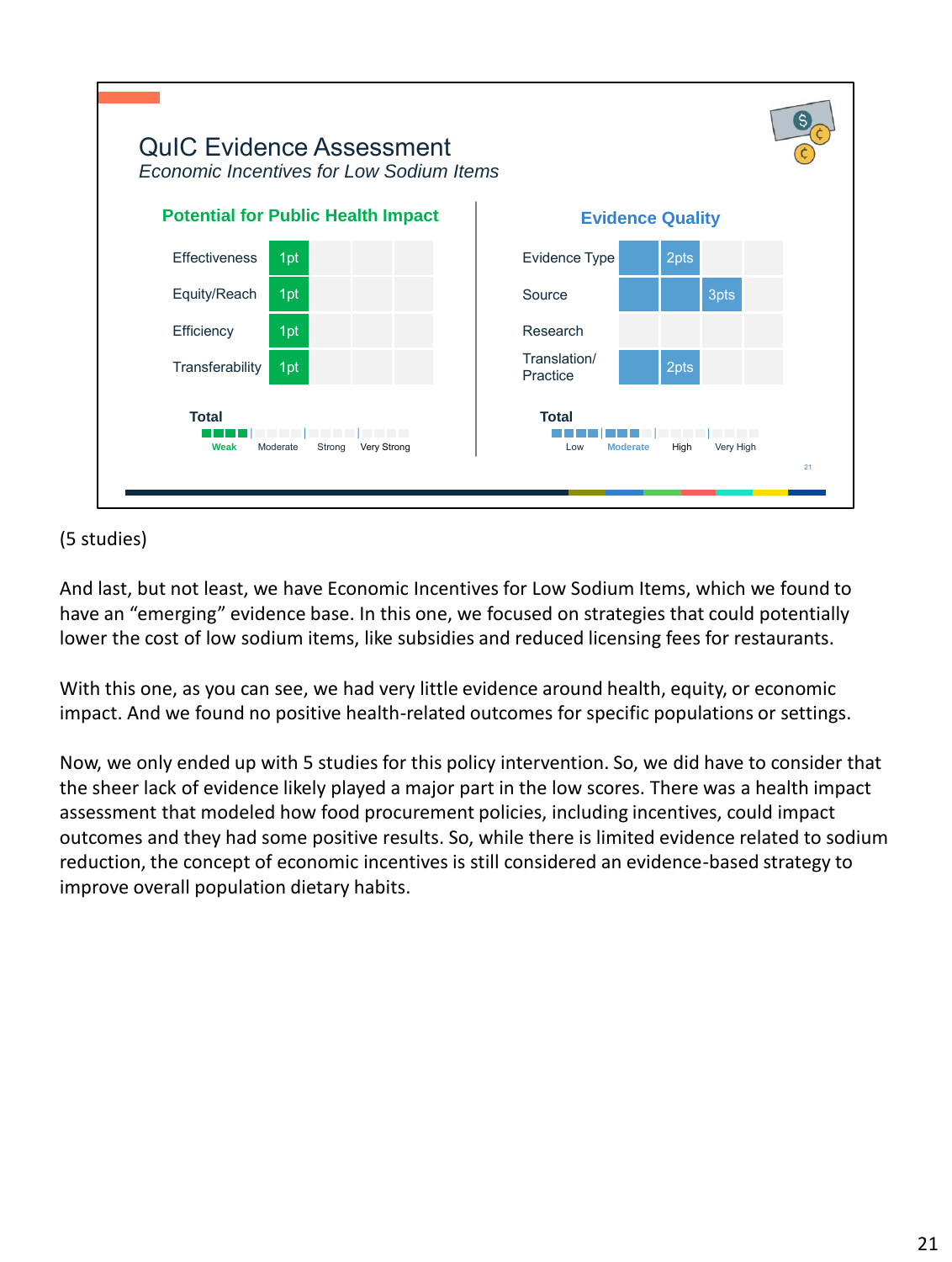## QuIC Evidence Assessment

*Economic Incentives for Low Sodium Items*

**Potential for Public Health Impact**

| Criterion | Score |
|---|---|
| Effectiveness | 1pt |
| Equity/Reach | 1pt |
| Efficiency | 1pt |
| Transferability | 1pt |

Total: Weak (Weak / Moderate / Strong / Very Strong)

**Evidence Quality**

| Criterion | Score |
|---|---|
| Evidence Type | 2pts |
| Source | 3pts |
| Research | |
| Translation/ Practice | 2pts |

Total: Moderate (Low / Moderate / High / Very High)

(5 studies)

And last, but not least, we have Economic Incentives for Low Sodium Items, which we found to have an "emerging" evidence base. In this one, we focused on strategies that could potentially lower the cost of low sodium items, like subsidies and reduced licensing fees for restaurants.

With this one, as you can see, we had very little evidence around health, equity, or economic impact. And we found no positive health-related outcomes for specific populations or settings.

Now, we only ended up with 5 studies for this policy intervention. So, we did have to consider that the sheer lack of evidence likely played a major part in the low scores. There was a health impact assessment that modeled how food procurement policies, including incentives, could impact outcomes and they had some positive results. So, while there is limited evidence related to sodium reduction, the concept of economic incentives is still considered an evidence-based strategy to improve overall population dietary habits.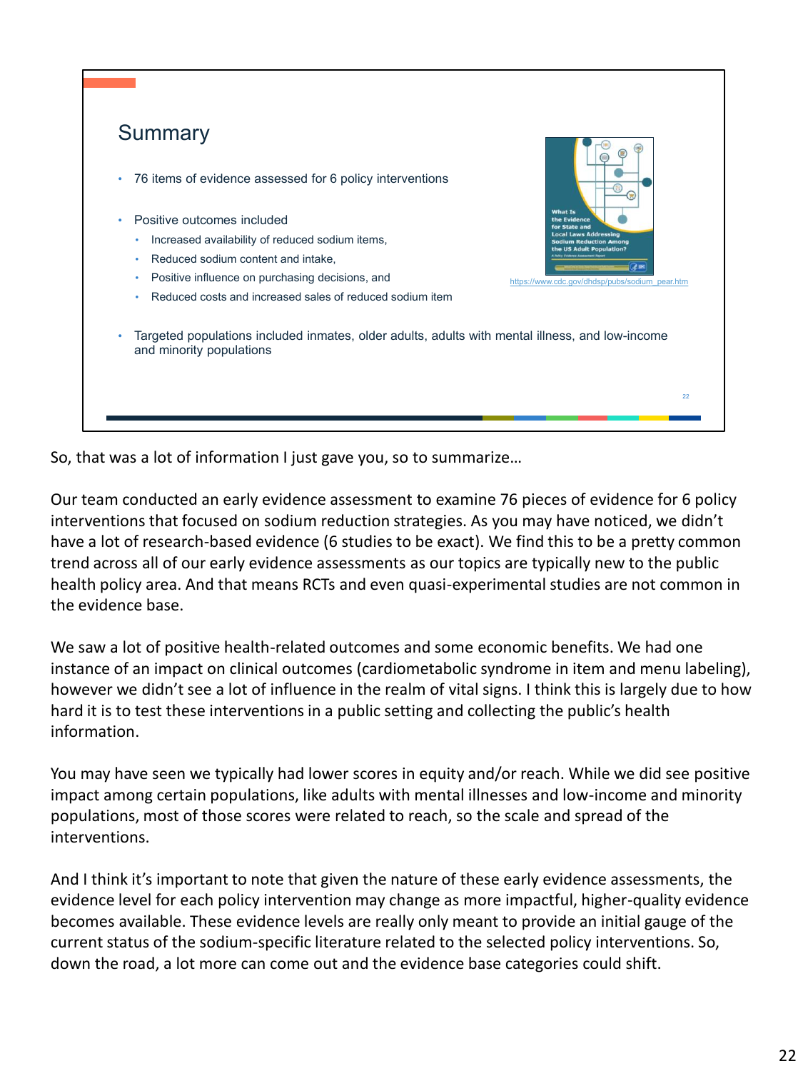## Summary

- 76 items of evidence assessed for 6 policy interventions
- Positive outcomes included
  - Increased availability of reduced sodium items,
  - Reduced sodium content and intake,
  - Positive influence on purchasing decisions, and
  - Reduced costs and increased sales of reduced sodium item
- Targeted populations included inmates, older adults, adults with mental illness, and low-income and minority populations

What Is the Evidence for State and Local Laws Addressing Sodium Reduction Among the US Adult Population?

https://www.cdc.gov/dhdsp/pubs/sodium_pear.htm

So, that was a lot of information I just gave you, so to summarize…

Our team conducted an early evidence assessment to examine 76 pieces of evidence for 6 policy interventions that focused on sodium reduction strategies. As you may have noticed, we didn't have a lot of research-based evidence (6 studies to be exact). We find this to be a pretty common trend across all of our early evidence assessments as our topics are typically new to the public health policy area. And that means RCTs and even quasi-experimental studies are not common in the evidence base.

We saw a lot of positive health-related outcomes and some economic benefits. We had one instance of an impact on clinical outcomes (cardiometabolic syndrome in item and menu labeling), however we didn't see a lot of influence in the realm of vital signs. I think this is largely due to how hard it is to test these interventions in a public setting and collecting the public's health information.

You may have seen we typically had lower scores in equity and/or reach. While we did see positive impact among certain populations, like adults with mental illnesses and low-income and minority populations, most of those scores were related to reach, so the scale and spread of the interventions.

And I think it's important to note that given the nature of these early evidence assessments, the evidence level for each policy intervention may change as more impactful, higher-quality evidence becomes available. These evidence levels are really only meant to provide an initial gauge of the current status of the sodium-specific literature related to the selected policy interventions. So, down the road, a lot more can come out and the evidence base categories could shift.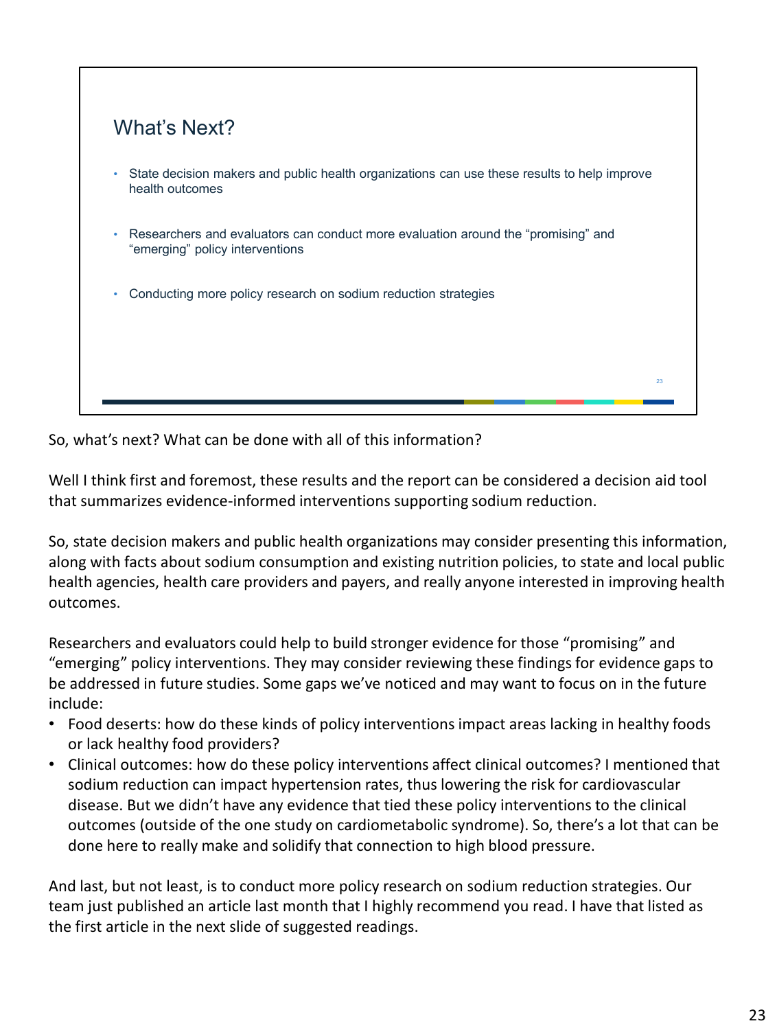## What's Next?

- State decision makers and public health organizations can use these results to help improve health outcomes
- Researchers and evaluators can conduct more evaluation around the "promising" and "emerging" policy interventions
- Conducting more policy research on sodium reduction strategies

So, what's next? What can be done with all of this information?

Well I think first and foremost, these results and the report can be considered a decision aid tool that summarizes evidence-informed interventions supporting sodium reduction.

So, state decision makers and public health organizations may consider presenting this information, along with facts about sodium consumption and existing nutrition policies, to state and local public health agencies, health care providers and payers, and really anyone interested in improving health outcomes.

Researchers and evaluators could help to build stronger evidence for those "promising" and "emerging" policy interventions. They may consider reviewing these findings for evidence gaps to be addressed in future studies. Some gaps we've noticed and may want to focus on in the future include:

- Food deserts: how do these kinds of policy interventions impact areas lacking in healthy foods or lack healthy food providers?
- Clinical outcomes: how do these policy interventions affect clinical outcomes? I mentioned that sodium reduction can impact hypertension rates, thus lowering the risk for cardiovascular disease. But we didn't have any evidence that tied these policy interventions to the clinical outcomes (outside of the one study on cardiometabolic syndrome). So, there's a lot that can be done here to really make and solidify that connection to high blood pressure.

And last, but not least, is to conduct more policy research on sodium reduction strategies. Our team just published an article last month that I highly recommend you read. I have that listed as the first article in the next slide of suggested readings.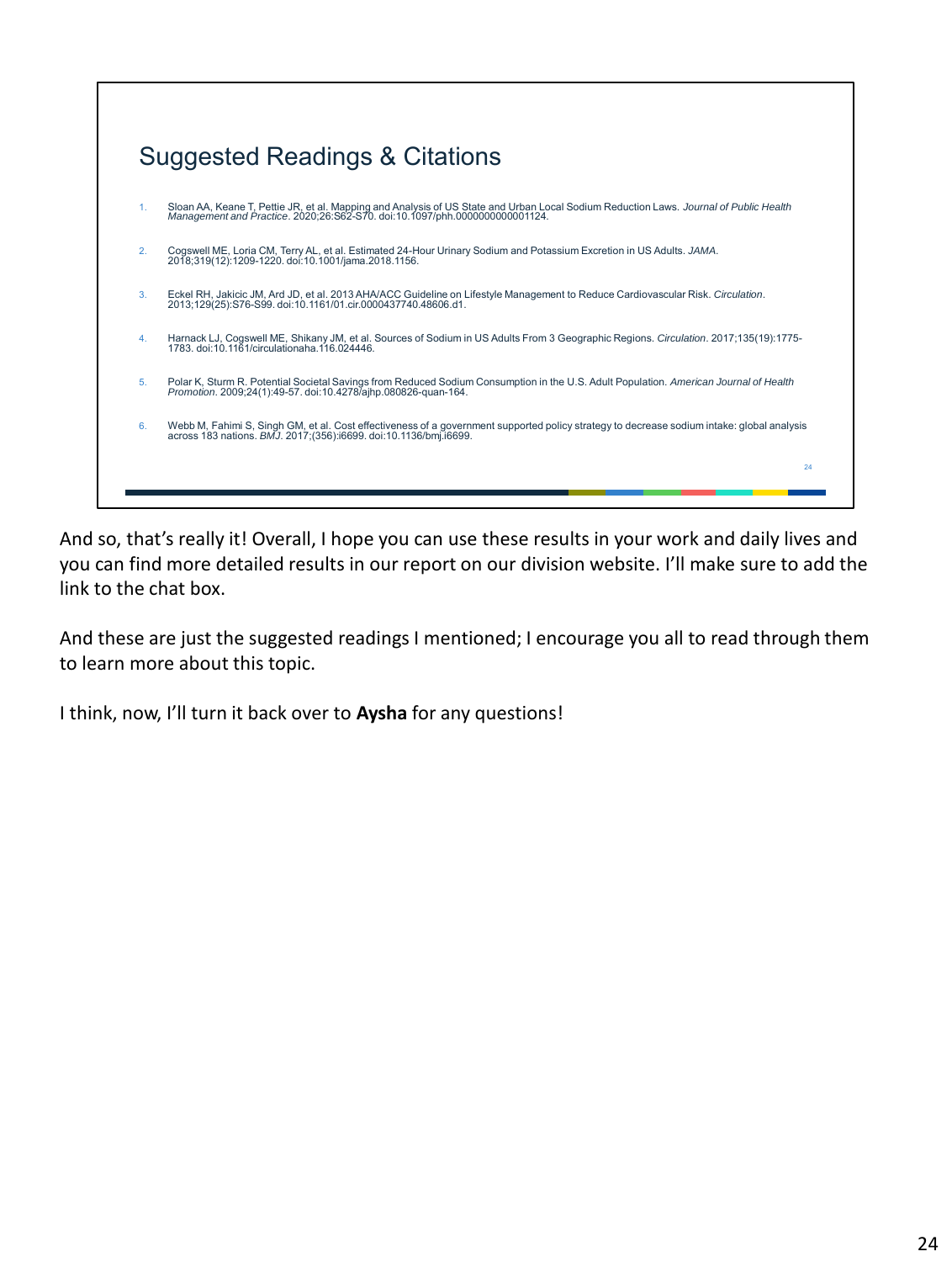## Suggested Readings & Citations

1. Sloan AA, Keane T, Pettie JR, et al. Mapping and Analysis of US State and Urban Local Sodium Reduction Laws. *Journal of Public Health Management and Practice*. 2020;26:S62-S70. doi:10.1097/phh.0000000000001124.
2. Cogswell ME, Loria CM, Terry AL, et al. Estimated 24-Hour Urinary Sodium and Potassium Excretion in US Adults. *JAMA*. 2018;319(12):1209-1220. doi:10.1001/jama.2018.1156.
3. Eckel RH, Jakicic JM, Ard JD, et al. 2013 AHA/ACC Guideline on Lifestyle Management to Reduce Cardiovascular Risk. *Circulation*. 2013;129(25):S76-S99. doi:10.1161/01.cir.0000437740.48606.d1.
4. Harnack LJ, Cogswell ME, Shikany JM, et al. Sources of Sodium in US Adults From 3 Geographic Regions. *Circulation*. 2017;135(19):1775-1783. doi:10.1161/circulationaha.116.024446.
5. Polar K, Sturm R. Potential Societal Savings from Reduced Sodium Consumption in the U.S. Adult Population. *American Journal of Health Promotion*. 2009;24(1):49-57. doi:10.4278/ajhp.080826-quan-164.
6. Webb M, Fahimi S, Singh GM, et al. Cost effectiveness of a government supported policy strategy to decrease sodium intake: global analysis across 183 nations. *BMJ*. 2017;(356):i6699. doi:10.1136/bmj.i6699.

And so, that's really it! Overall, I hope you can use these results in your work and daily lives and you can find more detailed results in our report on our division website. I'll make sure to add the link to the chat box.

And these are just the suggested readings I mentioned; I encourage you all to read through them to learn more about this topic.

I think, now, I'll turn it back over to **Aysha** for any questions!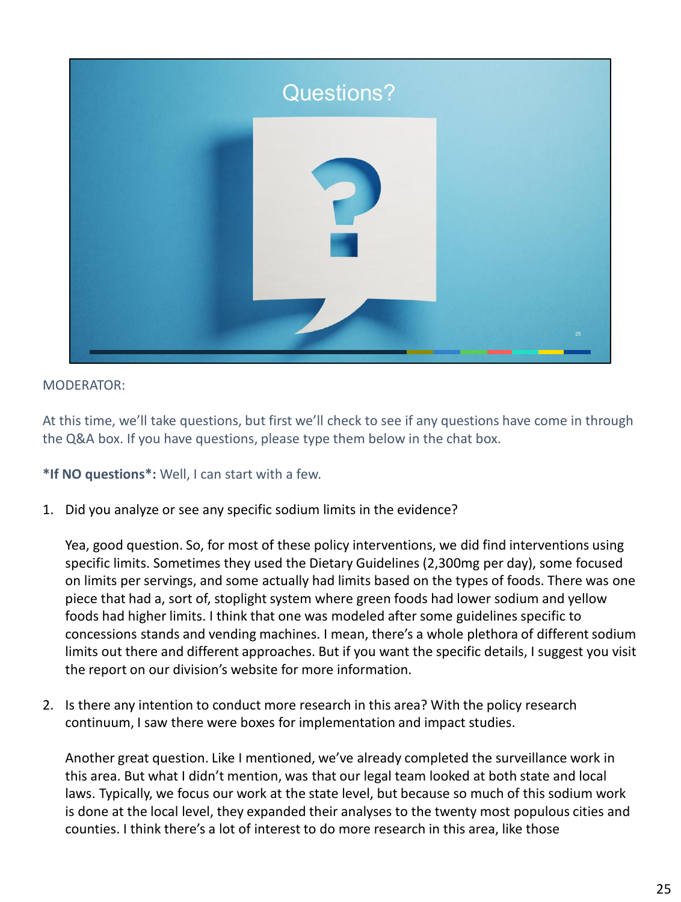Questions?

MODERATOR:

At this time, we'll take questions, but first we'll check to see if any questions have come in through the Q&A box. If you have questions, please type them below in the chat box.

**\*If NO questions\*:** Well, I can start with a few.

1. Did you analyze or see any specific sodium limits in the evidence?

   Yea, good question. So, for most of these policy interventions, we did find interventions using specific limits. Sometimes they used the Dietary Guidelines (2,300mg per day), some focused on limits per servings, and some actually had limits based on the types of foods. There was one piece that had a, sort of, stoplight system where green foods had lower sodium and yellow foods had higher limits. I think that one was modeled after some guidelines specific to concessions stands and vending machines. I mean, there's a whole plethora of different sodium limits out there and different approaches. But if you want the specific details, I suggest you visit the report on our division's website for more information.

2. Is there any intention to conduct more research in this area? With the policy research continuum, I saw there were boxes for implementation and impact studies.

   Another great question. Like I mentioned, we've already completed the surveillance work in this area. But what I didn't mention, was that our legal team looked at both state and local laws. Typically, we focus our work at the state level, but because so much of this sodium work is done at the local level, they expanded their analyses to the twenty most populous cities and counties. I think there's a lot of interest to do more research in this area, like those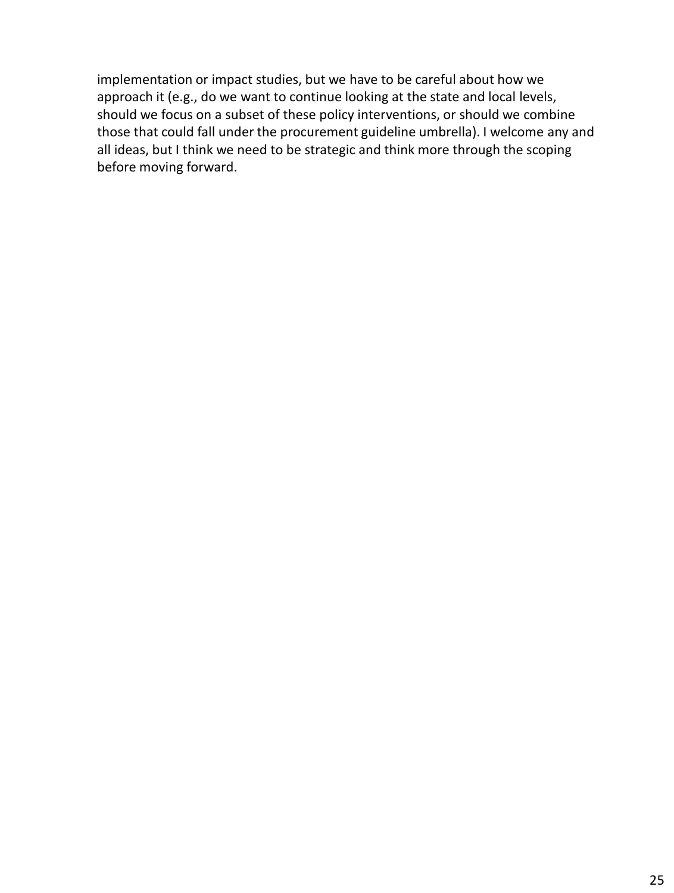implementation or impact studies, but we have to be careful about how we approach it (e.g., do we want to continue looking at the state and local levels, should we focus on a subset of these policy interventions, or should we combine those that could fall under the procurement guideline umbrella). I welcome any and all ideas, but I think we need to be strategic and think more through the scoping before moving forward.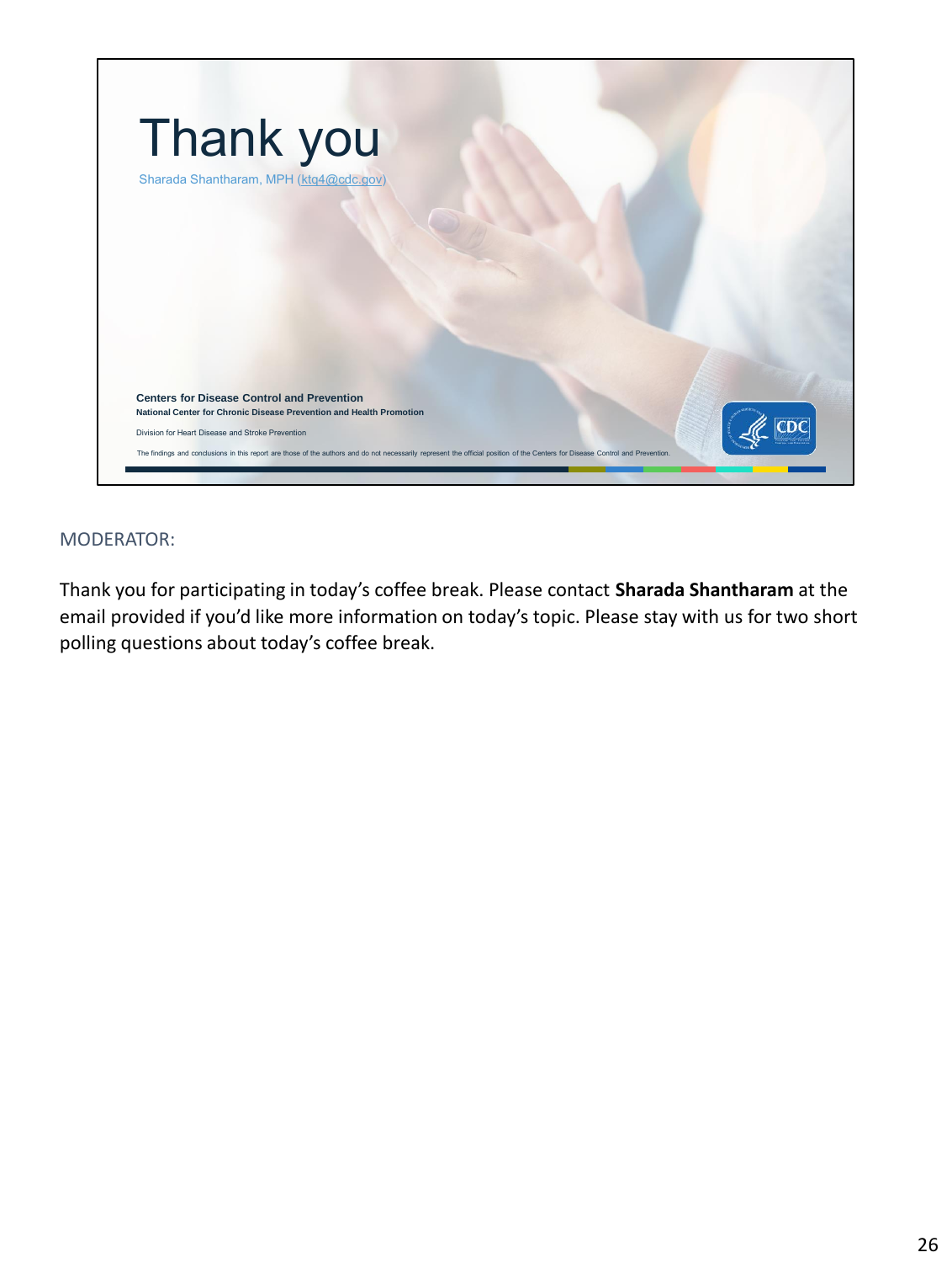# Thank you

Sharada Shantharam, MPH (ktq4@cdc.gov)

**Centers for Disease Control and Prevention**

**National Center for Chronic Disease Prevention and Health Promotion**

Division for Heart Disease and Stroke Prevention

The findings and conclusions in this report are those of the authors and do not necessarily represent the official position of the Centers for Disease Control and Prevention.

MODERATOR:

Thank you for participating in today's coffee break. Please contact **Sharada Shantharam** at the email provided if you'd like more information on today's topic. Please stay with us for two short polling questions about today's coffee break.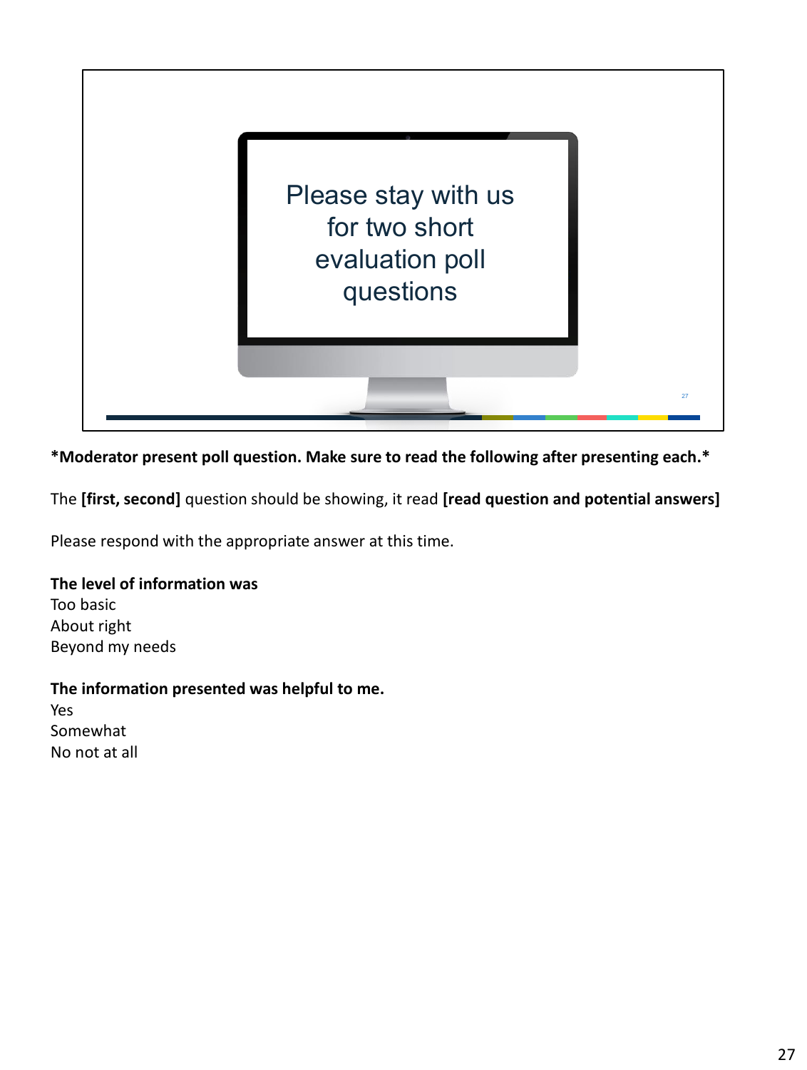Please stay with us for two short evaluation poll questions

**\*Moderator present poll question. Make sure to read the following after presenting each.\***

The **[first, second]** question should be showing, it read **[read question and potential answers]**

Please respond with the appropriate answer at this time.

**The level of information was**
Too basic
About right
Beyond my needs

**The information presented was helpful to me.**
Yes
Somewhat
No not at all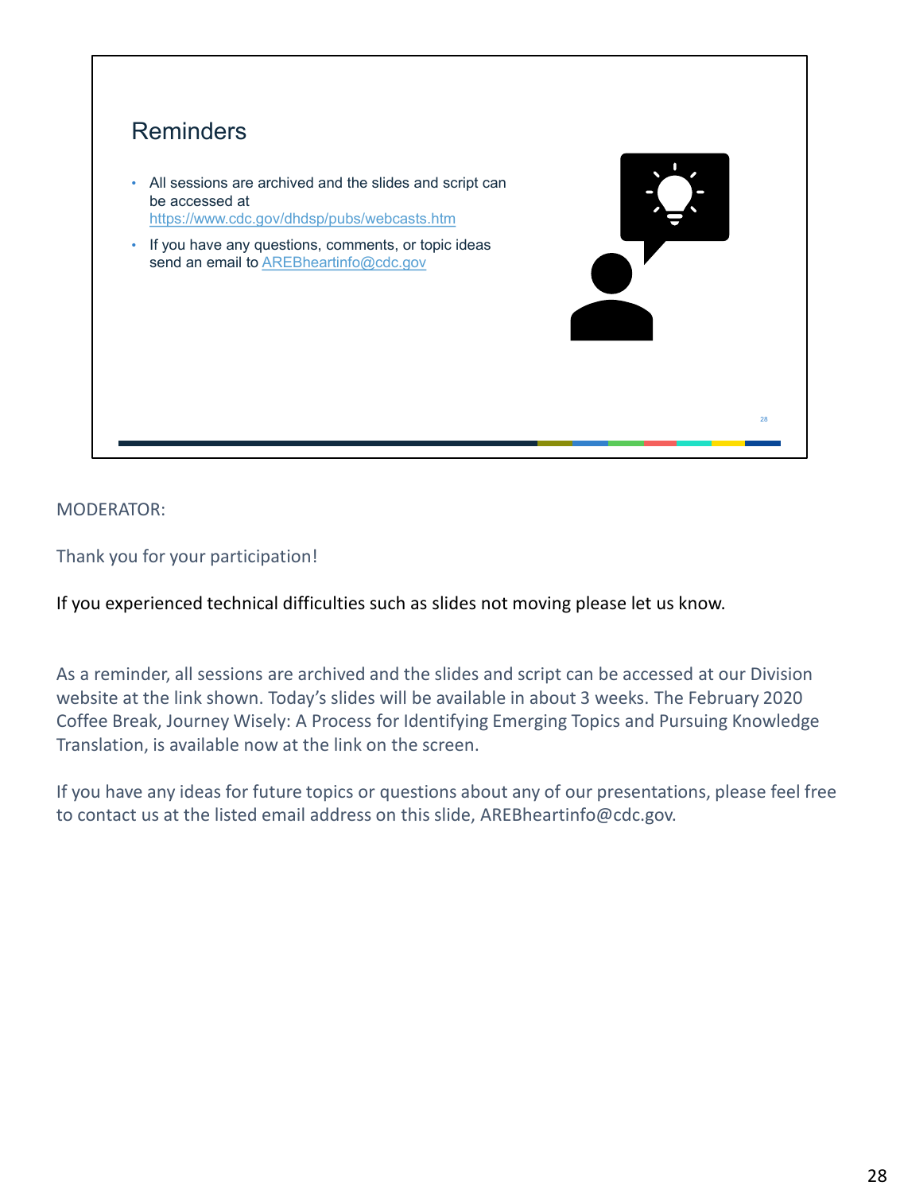## Reminders

- All sessions are archived and the slides and script can be accessed at https://www.cdc.gov/dhdsp/pubs/webcasts.htm
- If you have any questions, comments, or topic ideas send an email to AREBheartinfo@cdc.gov

MODERATOR:

Thank you for your participation!

If you experienced technical difficulties such as slides not moving please let us know.

As a reminder, all sessions are archived and the slides and script can be accessed at our Division website at the link shown. Today's slides will be available in about 3 weeks. The February 2020 Coffee Break, Journey Wisely: A Process for Identifying Emerging Topics and Pursuing Knowledge Translation, is available now at the link on the screen.

If you have any ideas for future topics or questions about any of our presentations, please feel free to contact us at the listed email address on this slide, AREBheartinfo@cdc.gov.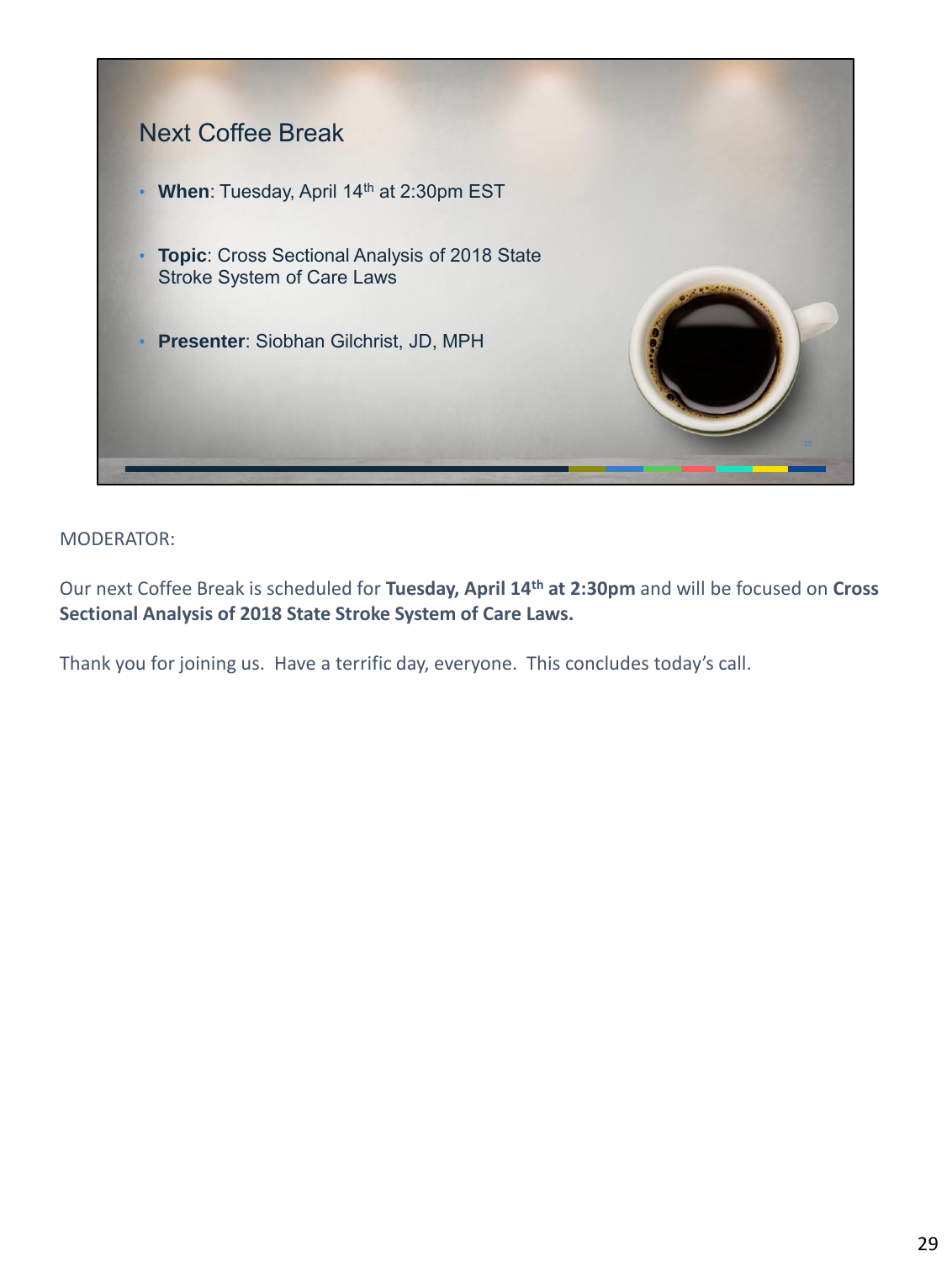## Next Coffee Break

- **When**: Tuesday, April 14th at 2:30pm EST
- **Topic**: Cross Sectional Analysis of 2018 State Stroke System of Care Laws
- **Presenter**: Siobhan Gilchrist, JD, MPH

MODERATOR:

Our next Coffee Break is scheduled for **Tuesday, April 14th at 2:30pm** and will be focused on **Cross Sectional Analysis of 2018 State Stroke System of Care Laws.**

Thank you for joining us. Have a terrific day, everyone. This concludes today's call.